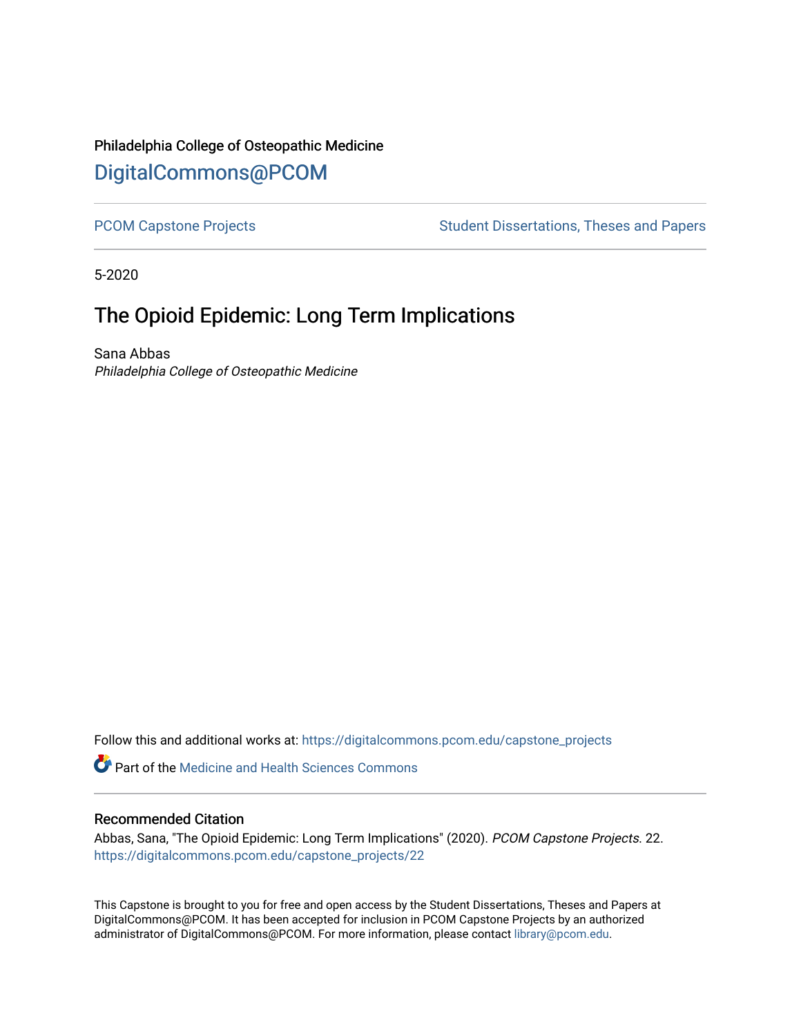Philadelphia College of Osteopathic Medicine

DigitalCommons@PCOM

PCOM Capstone Projects

Student Dissertations, Theses and Papers

5-2020

# The Opioid Epidemic: Long Term Implications

Sana Abbas

*Philadelphia College of Osteopathic Medicine*

Follow this and additional works at: https://digitalcommons.pcom.edu/capstone_projects

Part of the Medicine and Health Sciences Commons

## Recommended Citation

Abbas, Sana, "The Opioid Epidemic: Long Term Implications" (2020). *PCOM Capstone Projects*. 22.
https://digitalcommons.pcom.edu/capstone_projects/22

This Capstone is brought to you for free and open access by the Student Dissertations, Theses and Papers at DigitalCommons@PCOM. It has been accepted for inclusion in PCOM Capstone Projects by an authorized administrator of DigitalCommons@PCOM. For more information, please contact library@pcom.edu.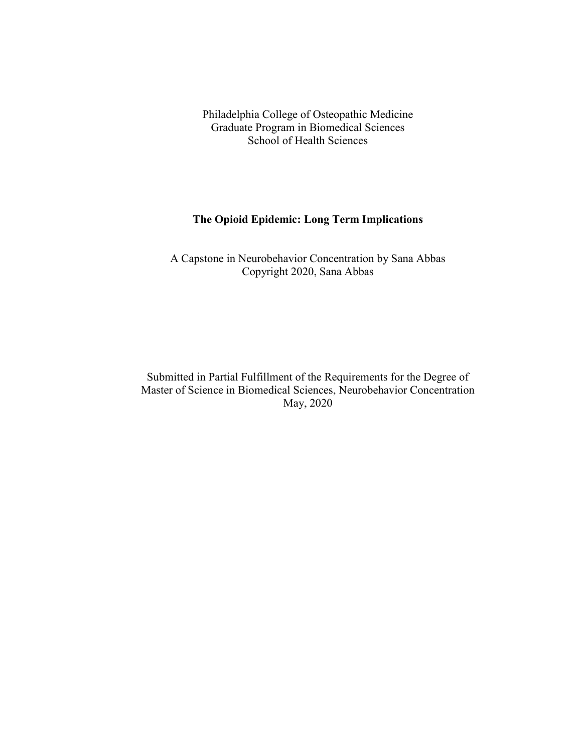Philadelphia College of Osteopathic Medicine
Graduate Program in Biomedical Sciences
School of Health Sciences

# The Opioid Epidemic: Long Term Implications

A Capstone in Neurobehavior Concentration by Sana Abbas
Copyright 2020, Sana Abbas

Submitted in Partial Fulfillment of the Requirements for the Degree of
Master of Science in Biomedical Sciences, Neurobehavior Concentration
May, 2020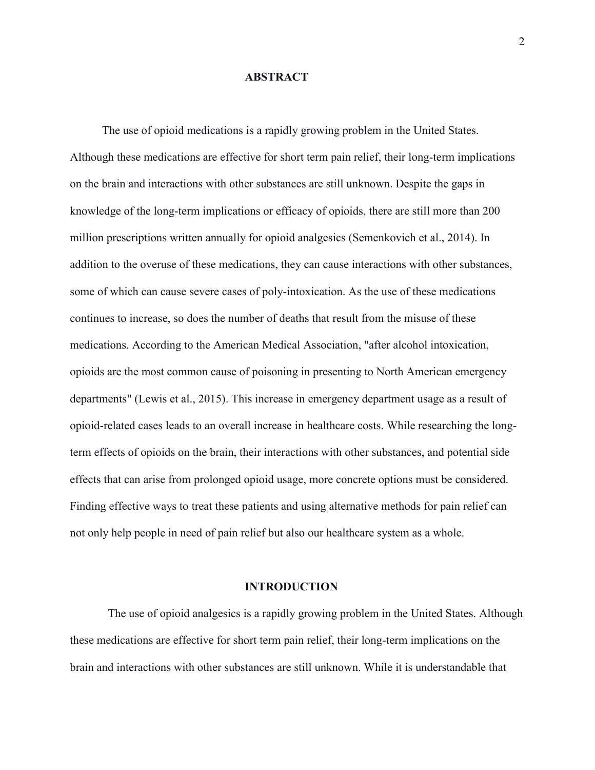## ABSTRACT

The use of opioid medications is a rapidly growing problem in the United States. Although these medications are effective for short term pain relief, their long-term implications on the brain and interactions with other substances are still unknown. Despite the gaps in knowledge of the long-term implications or efficacy of opioids, there are still more than 200 million prescriptions written annually for opioid analgesics (Semenkovich et al., 2014). In addition to the overuse of these medications, they can cause interactions with other substances, some of which can cause severe cases of poly-intoxication. As the use of these medications continues to increase, so does the number of deaths that result from the misuse of these medications. According to the American Medical Association, "after alcohol intoxication, opioids are the most common cause of poisoning in presenting to North American emergency departments" (Lewis et al., 2015). This increase in emergency department usage as a result of opioid-related cases leads to an overall increase in healthcare costs. While researching the long-term effects of opioids on the brain, their interactions with other substances, and potential side effects that can arise from prolonged opioid usage, more concrete options must be considered. Finding effective ways to treat these patients and using alternative methods for pain relief can not only help people in need of pain relief but also our healthcare system as a whole.

## INTRODUCTION

The use of opioid analgesics is a rapidly growing problem in the United States. Although these medications are effective for short term pain relief, their long-term implications on the brain and interactions with other substances are still unknown. While it is understandable that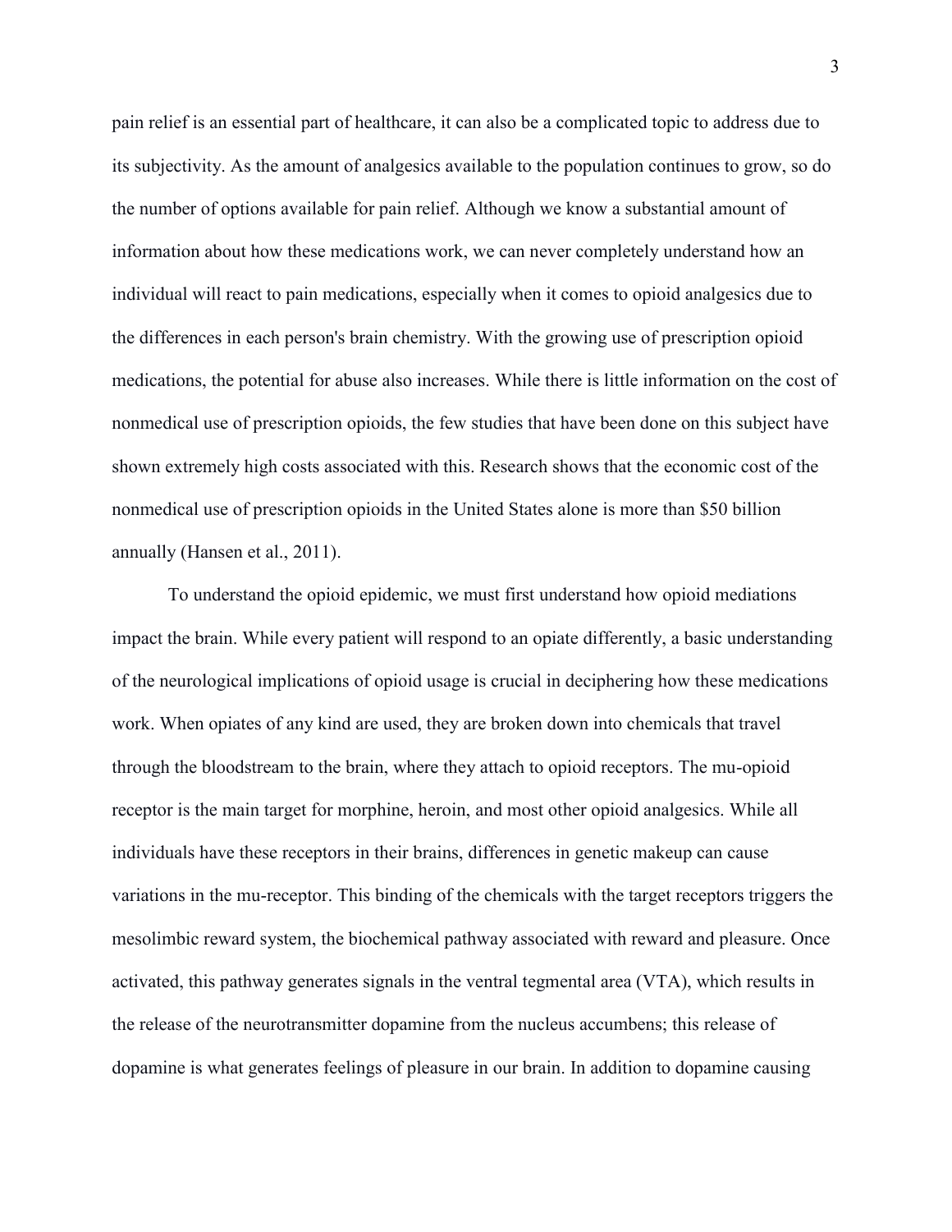pain relief is an essential part of healthcare, it can also be a complicated topic to address due to its subjectivity. As the amount of analgesics available to the population continues to grow, so do the number of options available for pain relief. Although we know a substantial amount of information about how these medications work, we can never completely understand how an individual will react to pain medications, especially when it comes to opioid analgesics due to the differences in each person's brain chemistry. With the growing use of prescription opioid medications, the potential for abuse also increases. While there is little information on the cost of nonmedical use of prescription opioids, the few studies that have been done on this subject have shown extremely high costs associated with this. Research shows that the economic cost of the nonmedical use of prescription opioids in the United States alone is more than $50 billion annually (Hansen et al., 2011).

To understand the opioid epidemic, we must first understand how opioid mediations impact the brain. While every patient will respond to an opiate differently, a basic understanding of the neurological implications of opioid usage is crucial in deciphering how these medications work. When opiates of any kind are used, they are broken down into chemicals that travel through the bloodstream to the brain, where they attach to opioid receptors. The mu-opioid receptor is the main target for morphine, heroin, and most other opioid analgesics. While all individuals have these receptors in their brains, differences in genetic makeup can cause variations in the mu-receptor. This binding of the chemicals with the target receptors triggers the mesolimbic reward system, the biochemical pathway associated with reward and pleasure. Once activated, this pathway generates signals in the ventral tegmental area (VTA), which results in the release of the neurotransmitter dopamine from the nucleus accumbens; this release of dopamine is what generates feelings of pleasure in our brain. In addition to dopamine causing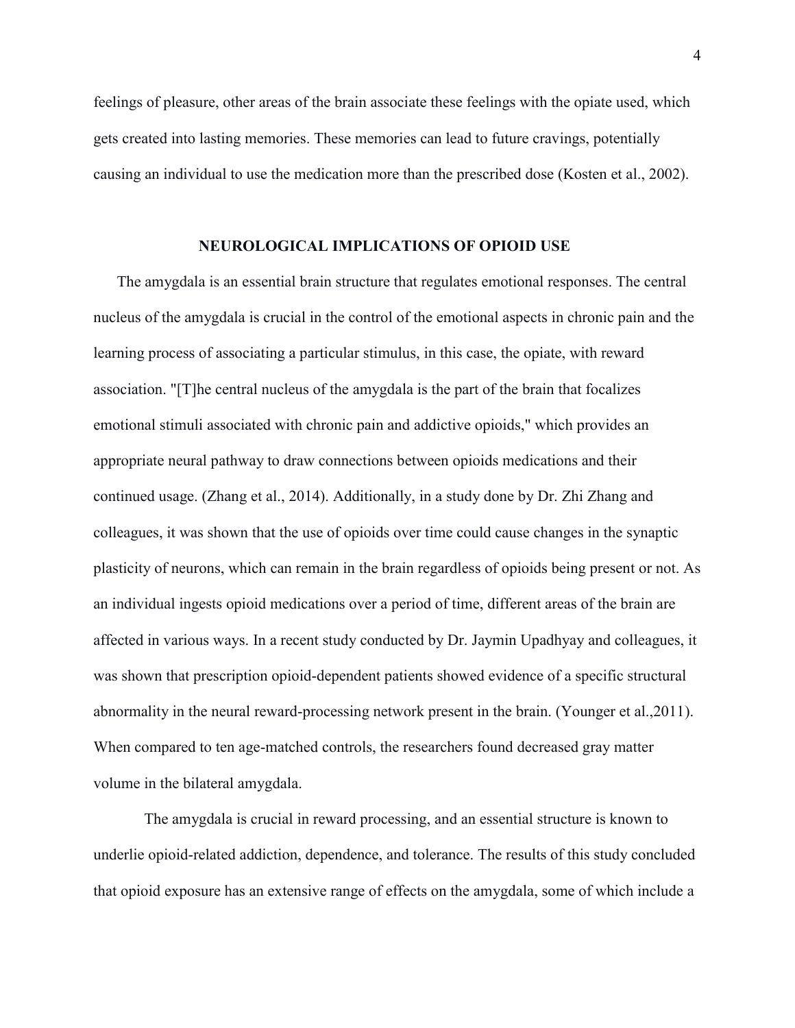feelings of pleasure, other areas of the brain associate these feelings with the opiate used, which gets created into lasting memories. These memories can lead to future cravings, potentially causing an individual to use the medication more than the prescribed dose (Kosten et al., 2002).

## NEUROLOGICAL IMPLICATIONS OF OPIOID USE

The amygdala is an essential brain structure that regulates emotional responses. The central nucleus of the amygdala is crucial in the control of the emotional aspects in chronic pain and the learning process of associating a particular stimulus, in this case, the opiate, with reward association. "[T]he central nucleus of the amygdala is the part of the brain that focalizes emotional stimuli associated with chronic pain and addictive opioids," which provides an appropriate neural pathway to draw connections between opioids medications and their continued usage. (Zhang et al., 2014). Additionally, in a study done by Dr. Zhi Zhang and colleagues, it was shown that the use of opioids over time could cause changes in the synaptic plasticity of neurons, which can remain in the brain regardless of opioids being present or not. As an individual ingests opioid medications over a period of time, different areas of the brain are affected in various ways. In a recent study conducted by Dr. Jaymin Upadhyay and colleagues, it was shown that prescription opioid-dependent patients showed evidence of a specific structural abnormality in the neural reward-processing network present in the brain. (Younger et al.,2011). When compared to ten age-matched controls, the researchers found decreased gray matter volume in the bilateral amygdala.

The amygdala is crucial in reward processing, and an essential structure is known to underlie opioid-related addiction, dependence, and tolerance. The results of this study concluded that opioid exposure has an extensive range of effects on the amygdala, some of which include a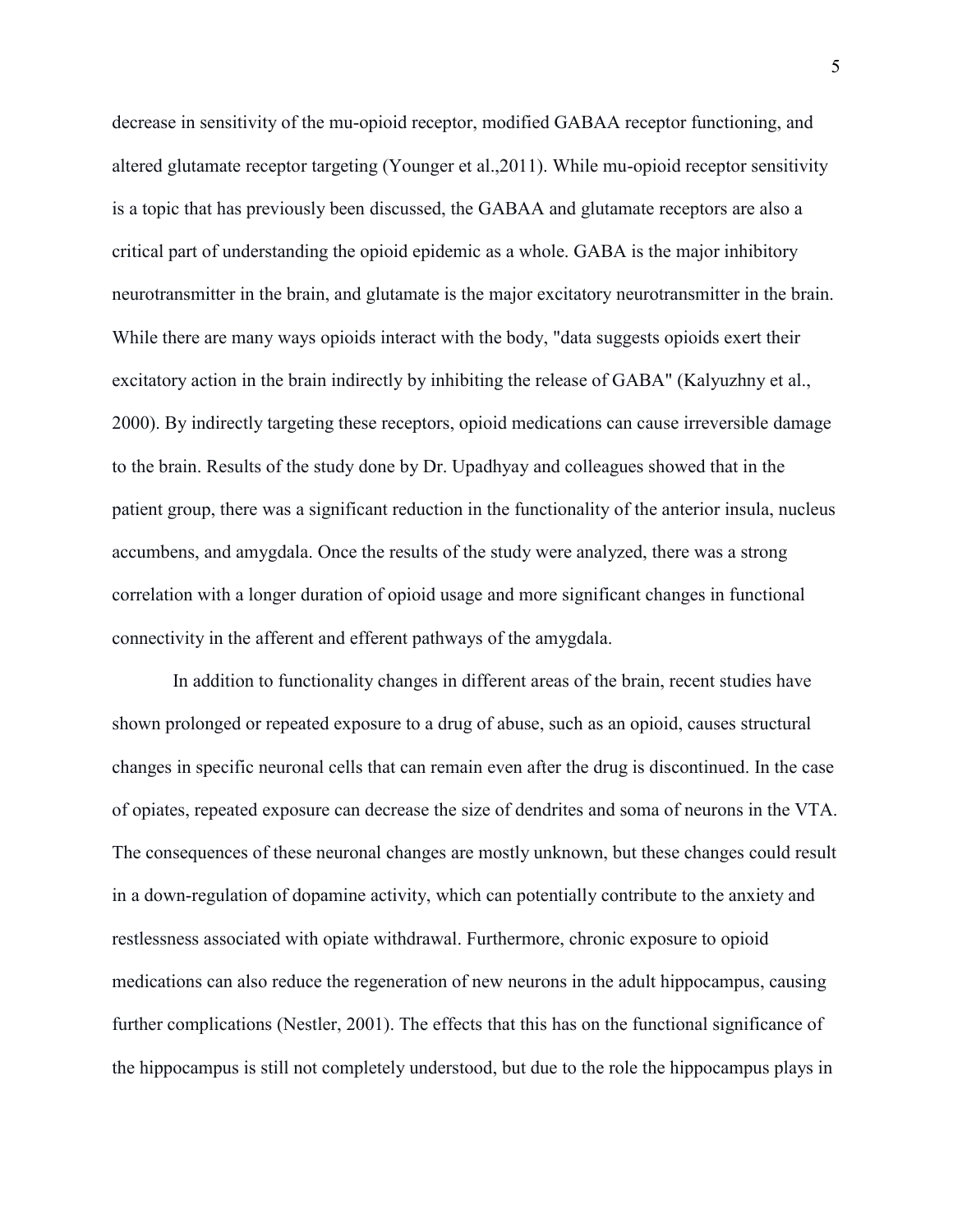decrease in sensitivity of the mu-opioid receptor, modified GABAA receptor functioning, and altered glutamate receptor targeting (Younger et al.,2011). While mu-opioid receptor sensitivity is a topic that has previously been discussed, the GABAA and glutamate receptors are also a critical part of understanding the opioid epidemic as a whole. GABA is the major inhibitory neurotransmitter in the brain, and glutamate is the major excitatory neurotransmitter in the brain. While there are many ways opioids interact with the body, "data suggests opioids exert their excitatory action in the brain indirectly by inhibiting the release of GABA" (Kalyuzhny et al., 2000). By indirectly targeting these receptors, opioid medications can cause irreversible damage to the brain. Results of the study done by Dr. Upadhyay and colleagues showed that in the patient group, there was a significant reduction in the functionality of the anterior insula, nucleus accumbens, and amygdala. Once the results of the study were analyzed, there was a strong correlation with a longer duration of opioid usage and more significant changes in functional connectivity in the afferent and efferent pathways of the amygdala.

In addition to functionality changes in different areas of the brain, recent studies have shown prolonged or repeated exposure to a drug of abuse, such as an opioid, causes structural changes in specific neuronal cells that can remain even after the drug is discontinued. In the case of opiates, repeated exposure can decrease the size of dendrites and soma of neurons in the VTA. The consequences of these neuronal changes are mostly unknown, but these changes could result in a down-regulation of dopamine activity, which can potentially contribute to the anxiety and restlessness associated with opiate withdrawal. Furthermore, chronic exposure to opioid medications can also reduce the regeneration of new neurons in the adult hippocampus, causing further complications (Nestler, 2001). The effects that this has on the functional significance of the hippocampus is still not completely understood, but due to the role the hippocampus plays in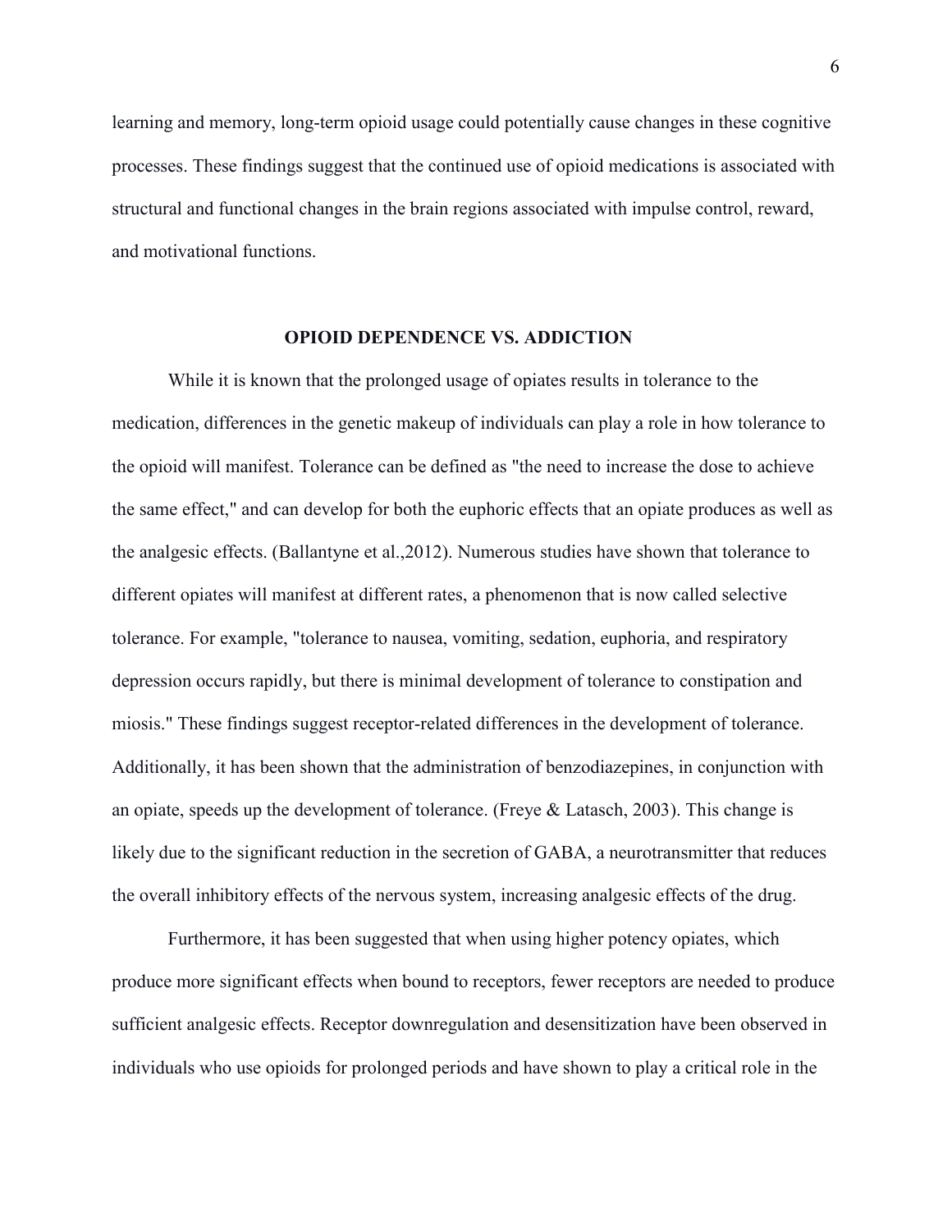learning and memory, long-term opioid usage could potentially cause changes in these cognitive processes. These findings suggest that the continued use of opioid medications is associated with structural and functional changes in the brain regions associated with impulse control, reward, and motivational functions.

## OPIOID DEPENDENCE VS. ADDICTION

While it is known that the prolonged usage of opiates results in tolerance to the medication, differences in the genetic makeup of individuals can play a role in how tolerance to the opioid will manifest. Tolerance can be defined as "the need to increase the dose to achieve the same effect," and can develop for both the euphoric effects that an opiate produces as well as the analgesic effects. (Ballantyne et al.,2012). Numerous studies have shown that tolerance to different opiates will manifest at different rates, a phenomenon that is now called selective tolerance. For example, "tolerance to nausea, vomiting, sedation, euphoria, and respiratory depression occurs rapidly, but there is minimal development of tolerance to constipation and miosis." These findings suggest receptor-related differences in the development of tolerance. Additionally, it has been shown that the administration of benzodiazepines, in conjunction with an opiate, speeds up the development of tolerance. (Freye & Latasch, 2003). This change is likely due to the significant reduction in the secretion of GABA, a neurotransmitter that reduces the overall inhibitory effects of the nervous system, increasing analgesic effects of the drug.

Furthermore, it has been suggested that when using higher potency opiates, which produce more significant effects when bound to receptors, fewer receptors are needed to produce sufficient analgesic effects. Receptor downregulation and desensitization have been observed in individuals who use opioids for prolonged periods and have shown to play a critical role in the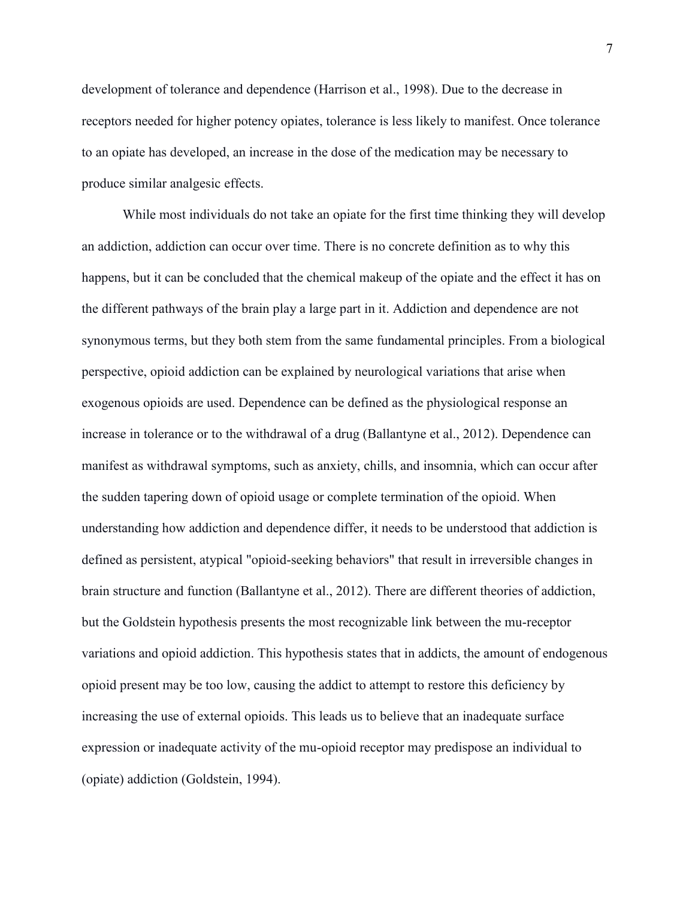development of tolerance and dependence (Harrison et al., 1998). Due to the decrease in receptors needed for higher potency opiates, tolerance is less likely to manifest. Once tolerance to an opiate has developed, an increase in the dose of the medication may be necessary to produce similar analgesic effects.

While most individuals do not take an opiate for the first time thinking they will develop an addiction, addiction can occur over time. There is no concrete definition as to why this happens, but it can be concluded that the chemical makeup of the opiate and the effect it has on the different pathways of the brain play a large part in it. Addiction and dependence are not synonymous terms, but they both stem from the same fundamental principles. From a biological perspective, opioid addiction can be explained by neurological variations that arise when exogenous opioids are used. Dependence can be defined as the physiological response an increase in tolerance or to the withdrawal of a drug (Ballantyne et al., 2012). Dependence can manifest as withdrawal symptoms, such as anxiety, chills, and insomnia, which can occur after the sudden tapering down of opioid usage or complete termination of the opioid. When understanding how addiction and dependence differ, it needs to be understood that addiction is defined as persistent, atypical "opioid-seeking behaviors" that result in irreversible changes in brain structure and function (Ballantyne et al., 2012). There are different theories of addiction, but the Goldstein hypothesis presents the most recognizable link between the mu-receptor variations and opioid addiction. This hypothesis states that in addicts, the amount of endogenous opioid present may be too low, causing the addict to attempt to restore this deficiency by increasing the use of external opioids. This leads us to believe that an inadequate surface expression or inadequate activity of the mu-opioid receptor may predispose an individual to (opiate) addiction (Goldstein, 1994).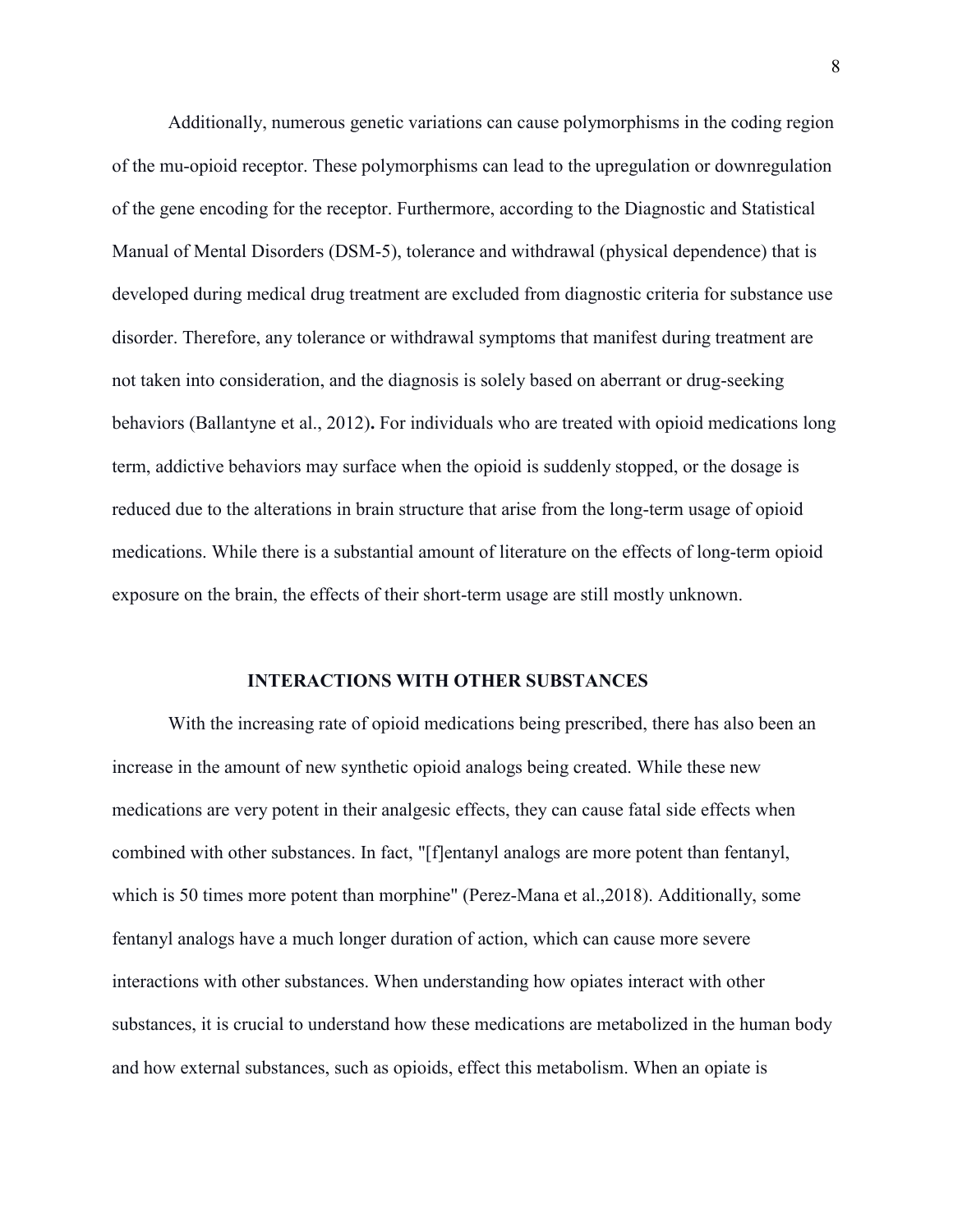Additionally, numerous genetic variations can cause polymorphisms in the coding region of the mu-opioid receptor. These polymorphisms can lead to the upregulation or downregulation of the gene encoding for the receptor. Furthermore, according to the Diagnostic and Statistical Manual of Mental Disorders (DSM-5), tolerance and withdrawal (physical dependence) that is developed during medical drug treatment are excluded from diagnostic criteria for substance use disorder. Therefore, any tolerance or withdrawal symptoms that manifest during treatment are not taken into consideration, and the diagnosis is solely based on aberrant or drug-seeking behaviors (Ballantyne et al., 2012)**.** For individuals who are treated with opioid medications long term, addictive behaviors may surface when the opioid is suddenly stopped, or the dosage is reduced due to the alterations in brain structure that arise from the long-term usage of opioid medications. While there is a substantial amount of literature on the effects of long-term opioid exposure on the brain, the effects of their short-term usage are still mostly unknown.

## INTERACTIONS WITH OTHER SUBSTANCES

With the increasing rate of opioid medications being prescribed, there has also been an increase in the amount of new synthetic opioid analogs being created. While these new medications are very potent in their analgesic effects, they can cause fatal side effects when combined with other substances. In fact, "[f]entanyl analogs are more potent than fentanyl, which is 50 times more potent than morphine" (Perez-Mana et al.,2018). Additionally, some fentanyl analogs have a much longer duration of action, which can cause more severe interactions with other substances. When understanding how opiates interact with other substances, it is crucial to understand how these medications are metabolized in the human body and how external substances, such as opioids, effect this metabolism. When an opiate is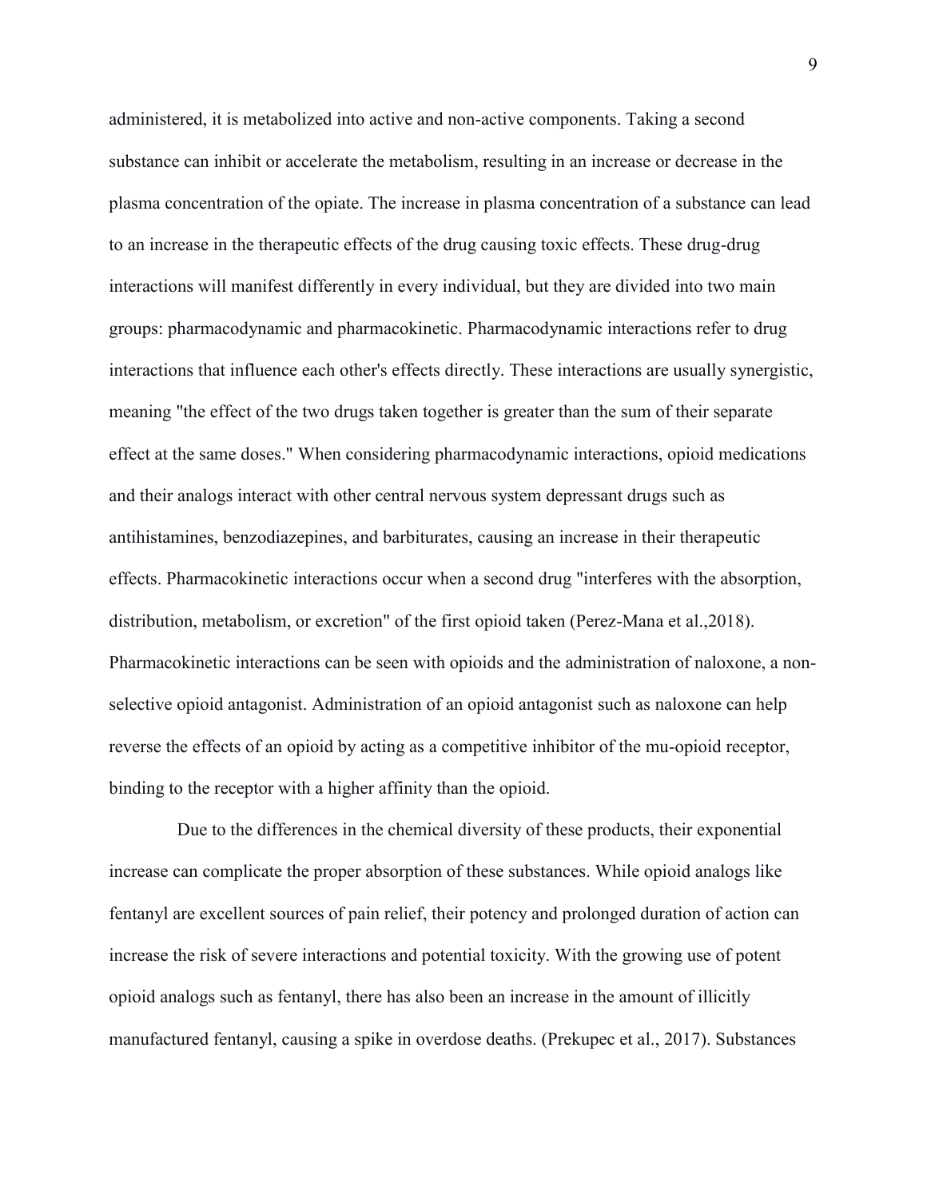administered, it is metabolized into active and non-active components. Taking a second substance can inhibit or accelerate the metabolism, resulting in an increase or decrease in the plasma concentration of the opiate. The increase in plasma concentration of a substance can lead to an increase in the therapeutic effects of the drug causing toxic effects. These drug-drug interactions will manifest differently in every individual, but they are divided into two main groups: pharmacodynamic and pharmacokinetic. Pharmacodynamic interactions refer to drug interactions that influence each other's effects directly. These interactions are usually synergistic, meaning "the effect of the two drugs taken together is greater than the sum of their separate effect at the same doses." When considering pharmacodynamic interactions, opioid medications and their analogs interact with other central nervous system depressant drugs such as antihistamines, benzodiazepines, and barbiturates, causing an increase in their therapeutic effects. Pharmacokinetic interactions occur when a second drug "interferes with the absorption, distribution, metabolism, or excretion" of the first opioid taken (Perez-Mana et al.,2018). Pharmacokinetic interactions can be seen with opioids and the administration of naloxone, a non-selective opioid antagonist. Administration of an opioid antagonist such as naloxone can help reverse the effects of an opioid by acting as a competitive inhibitor of the mu-opioid receptor, binding to the receptor with a higher affinity than the opioid.

Due to the differences in the chemical diversity of these products, their exponential increase can complicate the proper absorption of these substances. While opioid analogs like fentanyl are excellent sources of pain relief, their potency and prolonged duration of action can increase the risk of severe interactions and potential toxicity. With the growing use of potent opioid analogs such as fentanyl, there has also been an increase in the amount of illicitly manufactured fentanyl, causing a spike in overdose deaths. (Prekupec et al., 2017). Substances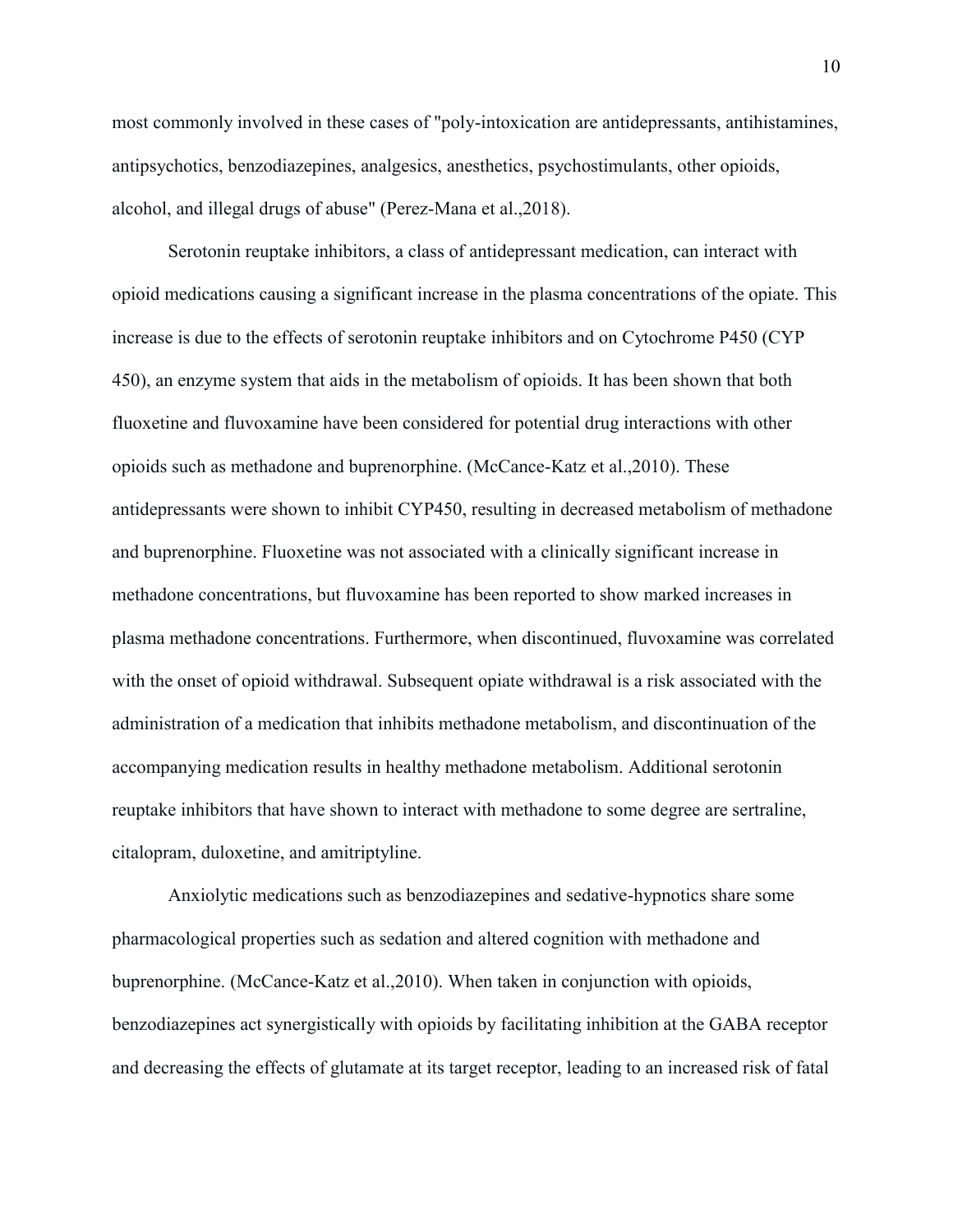most commonly involved in these cases of "poly-intoxication are antidepressants, antihistamines, antipsychotics, benzodiazepines, analgesics, anesthetics, psychostimulants, other opioids, alcohol, and illegal drugs of abuse" (Perez-Mana et al.,2018).

Serotonin reuptake inhibitors, a class of antidepressant medication, can interact with opioid medications causing a significant increase in the plasma concentrations of the opiate. This increase is due to the effects of serotonin reuptake inhibitors and on Cytochrome P450 (CYP 450), an enzyme system that aids in the metabolism of opioids. It has been shown that both fluoxetine and fluvoxamine have been considered for potential drug interactions with other opioids such as methadone and buprenorphine. (McCance-Katz et al.,2010). These antidepressants were shown to inhibit CYP450, resulting in decreased metabolism of methadone and buprenorphine. Fluoxetine was not associated with a clinically significant increase in methadone concentrations, but fluvoxamine has been reported to show marked increases in plasma methadone concentrations. Furthermore, when discontinued, fluvoxamine was correlated with the onset of opioid withdrawal. Subsequent opiate withdrawal is a risk associated with the administration of a medication that inhibits methadone metabolism, and discontinuation of the accompanying medication results in healthy methadone metabolism. Additional serotonin reuptake inhibitors that have shown to interact with methadone to some degree are sertraline, citalopram, duloxetine, and amitriptyline.

Anxiolytic medications such as benzodiazepines and sedative-hypnotics share some pharmacological properties such as sedation and altered cognition with methadone and buprenorphine. (McCance-Katz et al.,2010). When taken in conjunction with opioids, benzodiazepines act synergistically with opioids by facilitating inhibition at the GABA receptor and decreasing the effects of glutamate at its target receptor, leading to an increased risk of fatal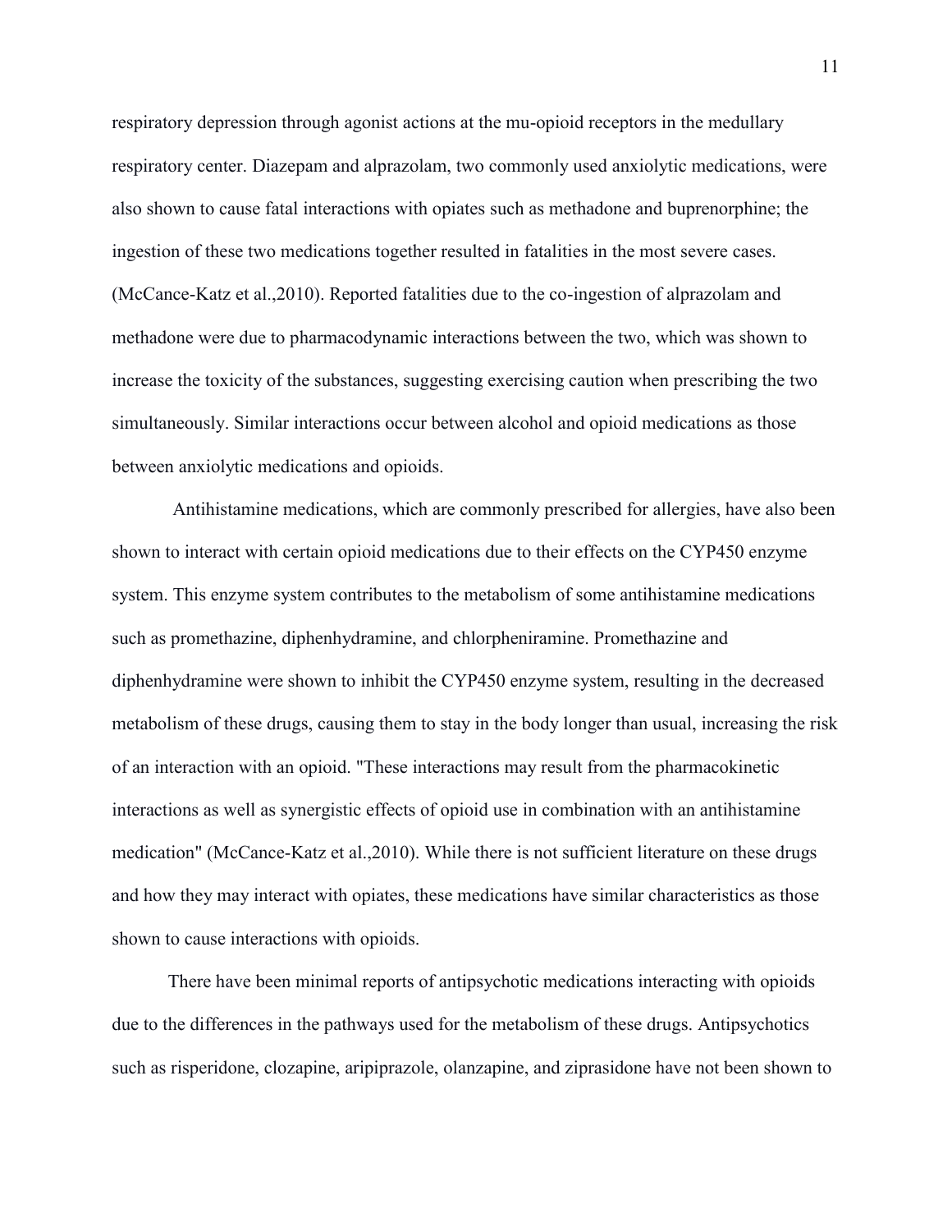respiratory depression through agonist actions at the mu-opioid receptors in the medullary respiratory center. Diazepam and alprazolam, two commonly used anxiolytic medications, were also shown to cause fatal interactions with opiates such as methadone and buprenorphine; the ingestion of these two medications together resulted in fatalities in the most severe cases. (McCance-Katz et al.,2010). Reported fatalities due to the co-ingestion of alprazolam and methadone were due to pharmacodynamic interactions between the two, which was shown to increase the toxicity of the substances, suggesting exercising caution when prescribing the two simultaneously. Similar interactions occur between alcohol and opioid medications as those between anxiolytic medications and opioids.

Antihistamine medications, which are commonly prescribed for allergies, have also been shown to interact with certain opioid medications due to their effects on the CYP450 enzyme system. This enzyme system contributes to the metabolism of some antihistamine medications such as promethazine, diphenhydramine, and chlorpheniramine. Promethazine and diphenhydramine were shown to inhibit the CYP450 enzyme system, resulting in the decreased metabolism of these drugs, causing them to stay in the body longer than usual, increasing the risk of an interaction with an opioid. "These interactions may result from the pharmacokinetic interactions as well as synergistic effects of opioid use in combination with an antihistamine medication" (McCance-Katz et al.,2010). While there is not sufficient literature on these drugs and how they may interact with opiates, these medications have similar characteristics as those shown to cause interactions with opioids.

There have been minimal reports of antipsychotic medications interacting with opioids due to the differences in the pathways used for the metabolism of these drugs. Antipsychotics such as risperidone, clozapine, aripiprazole, olanzapine, and ziprasidone have not been shown to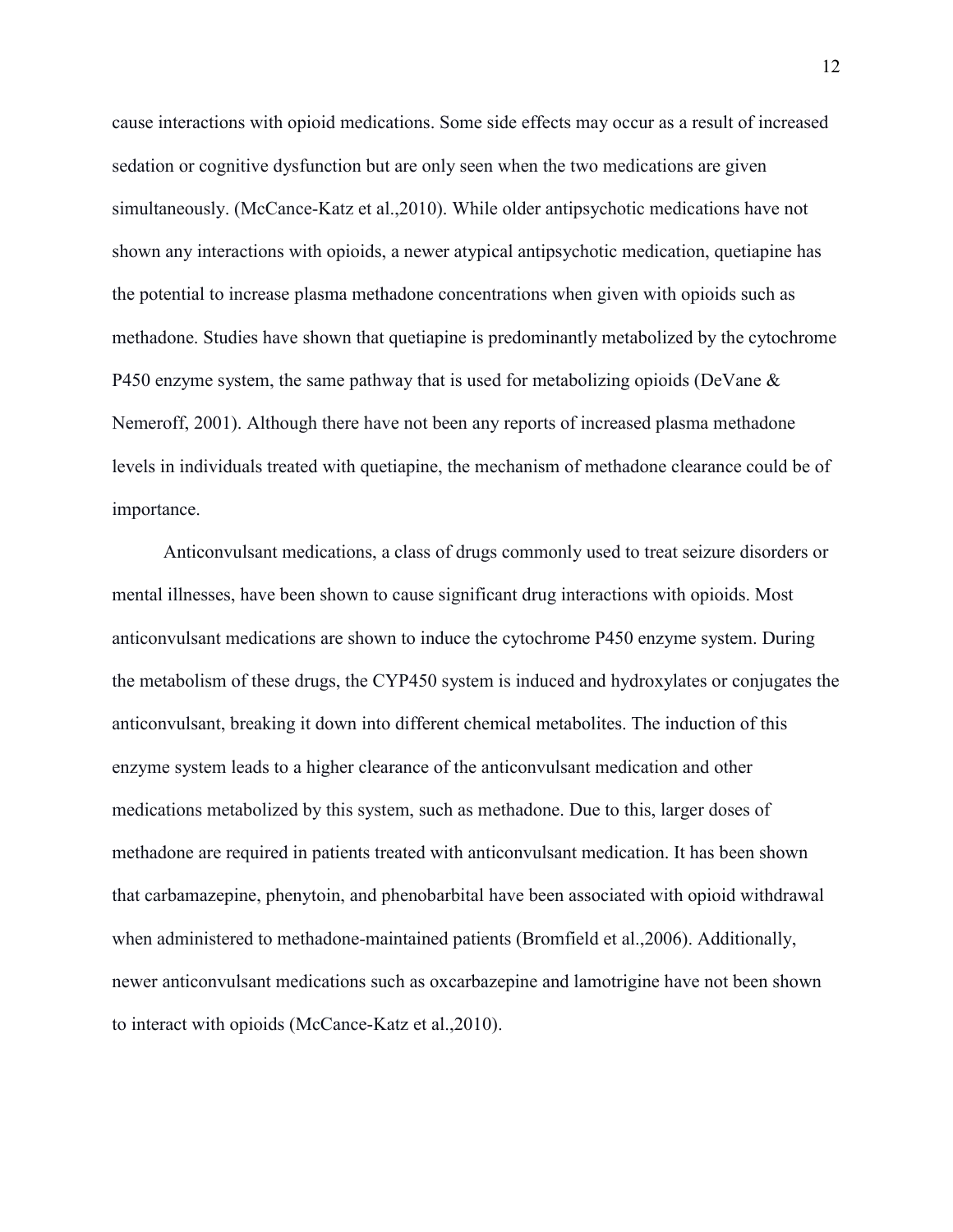cause interactions with opioid medications. Some side effects may occur as a result of increased sedation or cognitive dysfunction but are only seen when the two medications are given simultaneously. (McCance-Katz et al.,2010). While older antipsychotic medications have not shown any interactions with opioids, a newer atypical antipsychotic medication, quetiapine has the potential to increase plasma methadone concentrations when given with opioids such as methadone. Studies have shown that quetiapine is predominantly metabolized by the cytochrome P450 enzyme system, the same pathway that is used for metabolizing opioids (DeVane & Nemeroff, 2001). Although there have not been any reports of increased plasma methadone levels in individuals treated with quetiapine, the mechanism of methadone clearance could be of importance.

Anticonvulsant medications, a class of drugs commonly used to treat seizure disorders or mental illnesses, have been shown to cause significant drug interactions with opioids. Most anticonvulsant medications are shown to induce the cytochrome P450 enzyme system. During the metabolism of these drugs, the CYP450 system is induced and hydroxylates or conjugates the anticonvulsant, breaking it down into different chemical metabolites. The induction of this enzyme system leads to a higher clearance of the anticonvulsant medication and other medications metabolized by this system, such as methadone. Due to this, larger doses of methadone are required in patients treated with anticonvulsant medication. It has been shown that carbamazepine, phenytoin, and phenobarbital have been associated with opioid withdrawal when administered to methadone-maintained patients (Bromfield et al.,2006). Additionally, newer anticonvulsant medications such as oxcarbazepine and lamotrigine have not been shown to interact with opioids (McCance-Katz et al.,2010).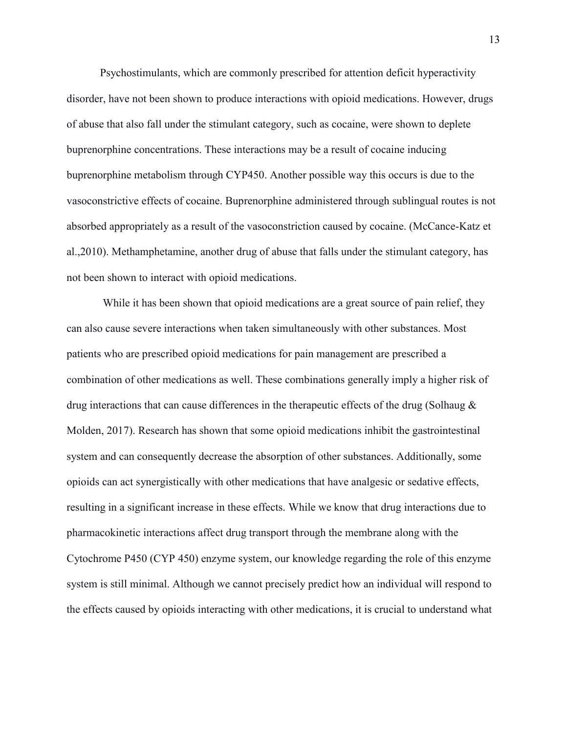Psychostimulants, which are commonly prescribed for attention deficit hyperactivity disorder, have not been shown to produce interactions with opioid medications. However, drugs of abuse that also fall under the stimulant category, such as cocaine, were shown to deplete buprenorphine concentrations. These interactions may be a result of cocaine inducing buprenorphine metabolism through CYP450. Another possible way this occurs is due to the vasoconstrictive effects of cocaine. Buprenorphine administered through sublingual routes is not absorbed appropriately as a result of the vasoconstriction caused by cocaine. (McCance-Katz et al.,2010). Methamphetamine, another drug of abuse that falls under the stimulant category, has not been shown to interact with opioid medications.

While it has been shown that opioid medications are a great source of pain relief, they can also cause severe interactions when taken simultaneously with other substances. Most patients who are prescribed opioid medications for pain management are prescribed a combination of other medications as well. These combinations generally imply a higher risk of drug interactions that can cause differences in the therapeutic effects of the drug (Solhaug & Molden, 2017). Research has shown that some opioid medications inhibit the gastrointestinal system and can consequently decrease the absorption of other substances. Additionally, some opioids can act synergistically with other medications that have analgesic or sedative effects, resulting in a significant increase in these effects. While we know that drug interactions due to pharmacokinetic interactions affect drug transport through the membrane along with the Cytochrome P450 (CYP 450) enzyme system, our knowledge regarding the role of this enzyme system is still minimal. Although we cannot precisely predict how an individual will respond to the effects caused by opioids interacting with other medications, it is crucial to understand what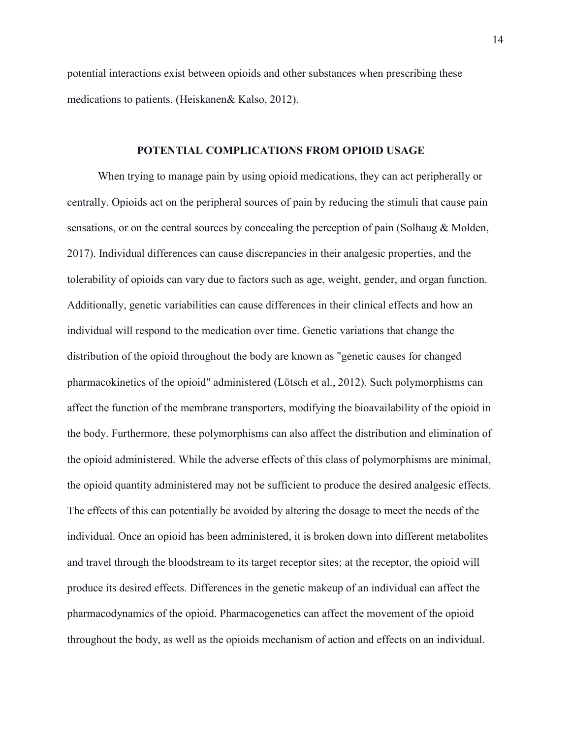potential interactions exist between opioids and other substances when prescribing these medications to patients. (Heiskanen& Kalso, 2012).

## POTENTIAL COMPLICATIONS FROM OPIOID USAGE

When trying to manage pain by using opioid medications, they can act peripherally or centrally. Opioids act on the peripheral sources of pain by reducing the stimuli that cause pain sensations, or on the central sources by concealing the perception of pain (Solhaug & Molden, 2017). Individual differences can cause discrepancies in their analgesic properties, and the tolerability of opioids can vary due to factors such as age, weight, gender, and organ function. Additionally, genetic variabilities can cause differences in their clinical effects and how an individual will respond to the medication over time. Genetic variations that change the distribution of the opioid throughout the body are known as "genetic causes for changed pharmacokinetics of the opioid" administered (Lötsch et al., 2012). Such polymorphisms can affect the function of the membrane transporters, modifying the bioavailability of the opioid in the body. Furthermore, these polymorphisms can also affect the distribution and elimination of the opioid administered. While the adverse effects of this class of polymorphisms are minimal, the opioid quantity administered may not be sufficient to produce the desired analgesic effects. The effects of this can potentially be avoided by altering the dosage to meet the needs of the individual. Once an opioid has been administered, it is broken down into different metabolites and travel through the bloodstream to its target receptor sites; at the receptor, the opioid will produce its desired effects. Differences in the genetic makeup of an individual can affect the pharmacodynamics of the opioid. Pharmacogenetics can affect the movement of the opioid throughout the body, as well as the opioids mechanism of action and effects on an individual.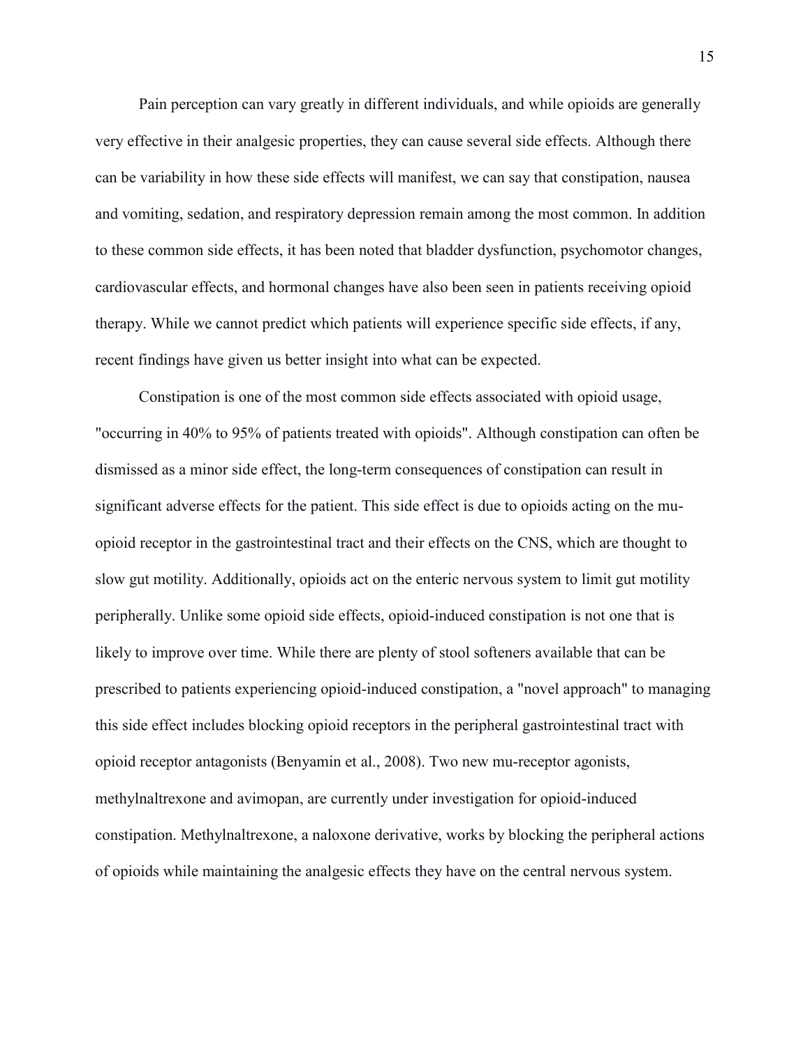Pain perception can vary greatly in different individuals, and while opioids are generally very effective in their analgesic properties, they can cause several side effects. Although there can be variability in how these side effects will manifest, we can say that constipation, nausea and vomiting, sedation, and respiratory depression remain among the most common. In addition to these common side effects, it has been noted that bladder dysfunction, psychomotor changes, cardiovascular effects, and hormonal changes have also been seen in patients receiving opioid therapy. While we cannot predict which patients will experience specific side effects, if any, recent findings have given us better insight into what can be expected.

Constipation is one of the most common side effects associated with opioid usage, "occurring in 40% to 95% of patients treated with opioids". Although constipation can often be dismissed as a minor side effect, the long-term consequences of constipation can result in significant adverse effects for the patient. This side effect is due to opioids acting on the mu-opioid receptor in the gastrointestinal tract and their effects on the CNS, which are thought to slow gut motility. Additionally, opioids act on the enteric nervous system to limit gut motility peripherally. Unlike some opioid side effects, opioid-induced constipation is not one that is likely to improve over time. While there are plenty of stool softeners available that can be prescribed to patients experiencing opioid-induced constipation, a "novel approach" to managing this side effect includes blocking opioid receptors in the peripheral gastrointestinal tract with opioid receptor antagonists (Benyamin et al., 2008). Two new mu-receptor agonists, methylnaltrexone and avimopan, are currently under investigation for opioid-induced constipation. Methylnaltrexone, a naloxone derivative, works by blocking the peripheral actions of opioids while maintaining the analgesic effects they have on the central nervous system.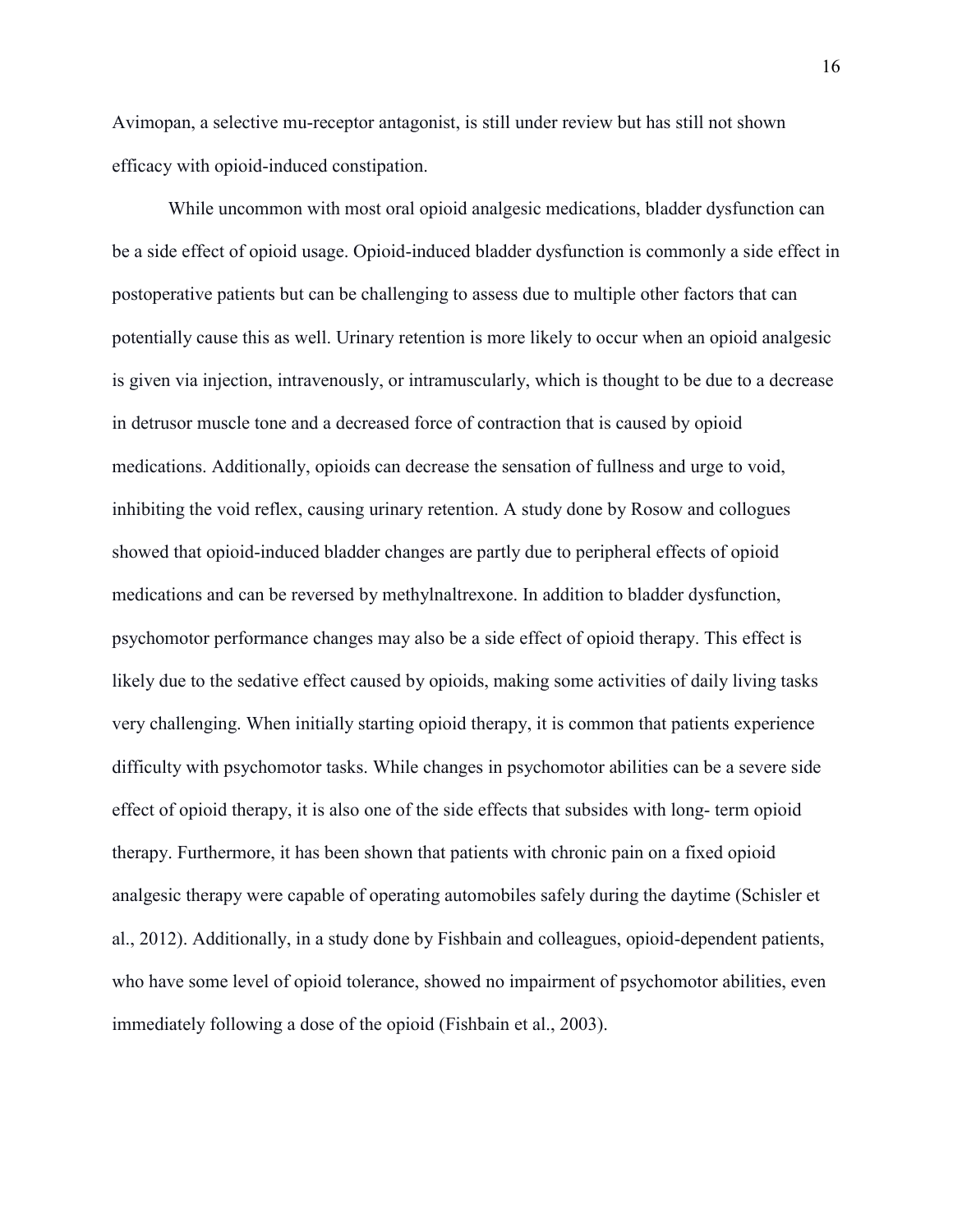Avimopan, a selective mu-receptor antagonist, is still under review but has still not shown efficacy with opioid-induced constipation.

While uncommon with most oral opioid analgesic medications, bladder dysfunction can be a side effect of opioid usage. Opioid-induced bladder dysfunction is commonly a side effect in postoperative patients but can be challenging to assess due to multiple other factors that can potentially cause this as well. Urinary retention is more likely to occur when an opioid analgesic is given via injection, intravenously, or intramuscularly, which is thought to be due to a decrease in detrusor muscle tone and a decreased force of contraction that is caused by opioid medications. Additionally, opioids can decrease the sensation of fullness and urge to void, inhibiting the void reflex, causing urinary retention. A study done by Rosow and collogues showed that opioid-induced bladder changes are partly due to peripheral effects of opioid medications and can be reversed by methylnaltrexone. In addition to bladder dysfunction, psychomotor performance changes may also be a side effect of opioid therapy. This effect is likely due to the sedative effect caused by opioids, making some activities of daily living tasks very challenging. When initially starting opioid therapy, it is common that patients experience difficulty with psychomotor tasks. While changes in psychomotor abilities can be a severe side effect of opioid therapy, it is also one of the side effects that subsides with long- term opioid therapy. Furthermore, it has been shown that patients with chronic pain on a fixed opioid analgesic therapy were capable of operating automobiles safely during the daytime (Schisler et al., 2012). Additionally, in a study done by Fishbain and colleagues, opioid-dependent patients, who have some level of opioid tolerance, showed no impairment of psychomotor abilities, even immediately following a dose of the opioid (Fishbain et al., 2003).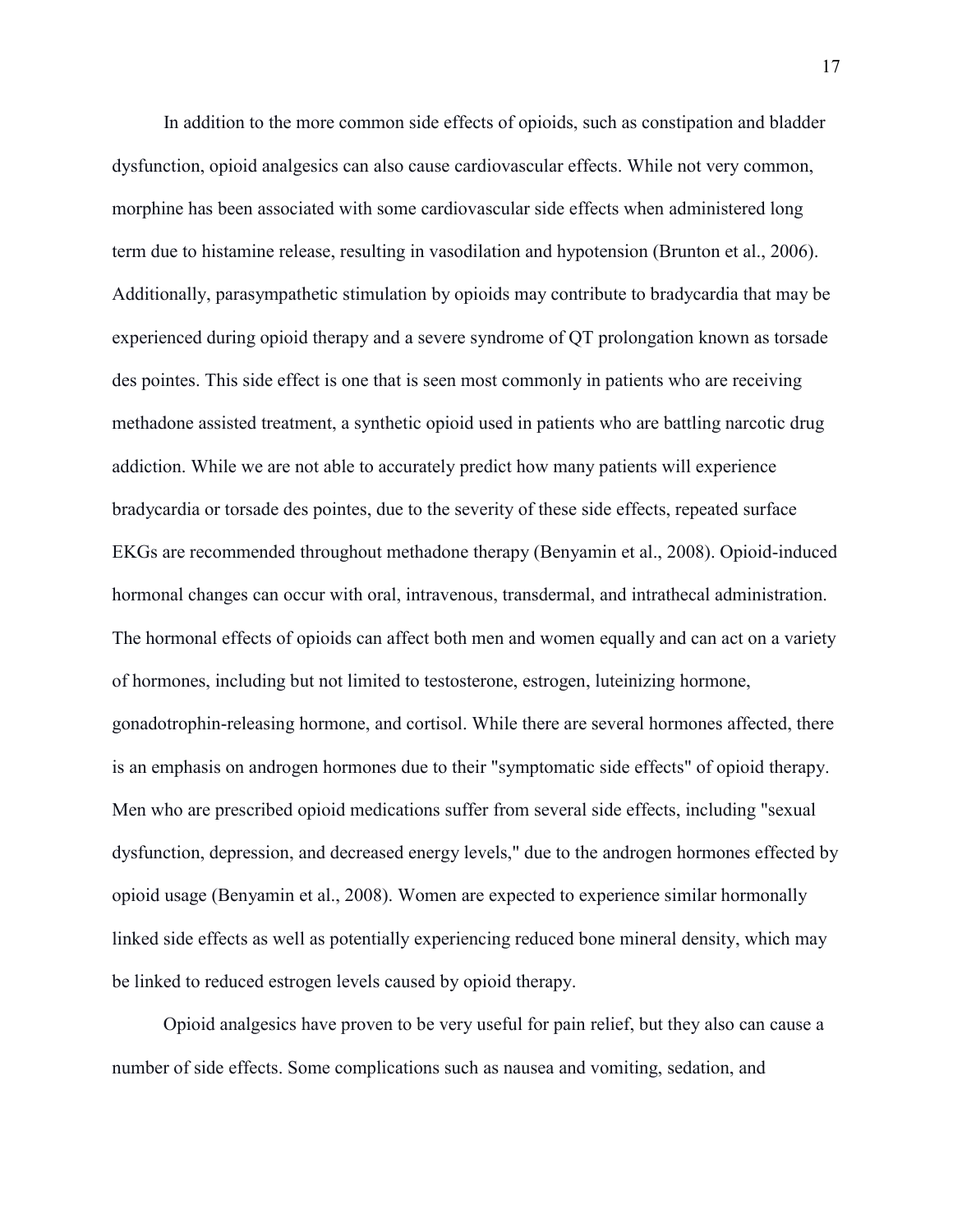In addition to the more common side effects of opioids, such as constipation and bladder dysfunction, opioid analgesics can also cause cardiovascular effects. While not very common, morphine has been associated with some cardiovascular side effects when administered long term due to histamine release, resulting in vasodilation and hypotension (Brunton et al., 2006). Additionally, parasympathetic stimulation by opioids may contribute to bradycardia that may be experienced during opioid therapy and a severe syndrome of QT prolongation known as torsade des pointes. This side effect is one that is seen most commonly in patients who are receiving methadone assisted treatment, a synthetic opioid used in patients who are battling narcotic drug addiction. While we are not able to accurately predict how many patients will experience bradycardia or torsade des pointes, due to the severity of these side effects, repeated surface EKGs are recommended throughout methadone therapy (Benyamin et al., 2008). Opioid-induced hormonal changes can occur with oral, intravenous, transdermal, and intrathecal administration. The hormonal effects of opioids can affect both men and women equally and can act on a variety of hormones, including but not limited to testosterone, estrogen, luteinizing hormone, gonadotrophin-releasing hormone, and cortisol. While there are several hormones affected, there is an emphasis on androgen hormones due to their "symptomatic side effects" of opioid therapy. Men who are prescribed opioid medications suffer from several side effects, including "sexual dysfunction, depression, and decreased energy levels," due to the androgen hormones effected by opioid usage (Benyamin et al., 2008). Women are expected to experience similar hormonally linked side effects as well as potentially experiencing reduced bone mineral density, which may be linked to reduced estrogen levels caused by opioid therapy.

Opioid analgesics have proven to be very useful for pain relief, but they also can cause a number of side effects. Some complications such as nausea and vomiting, sedation, and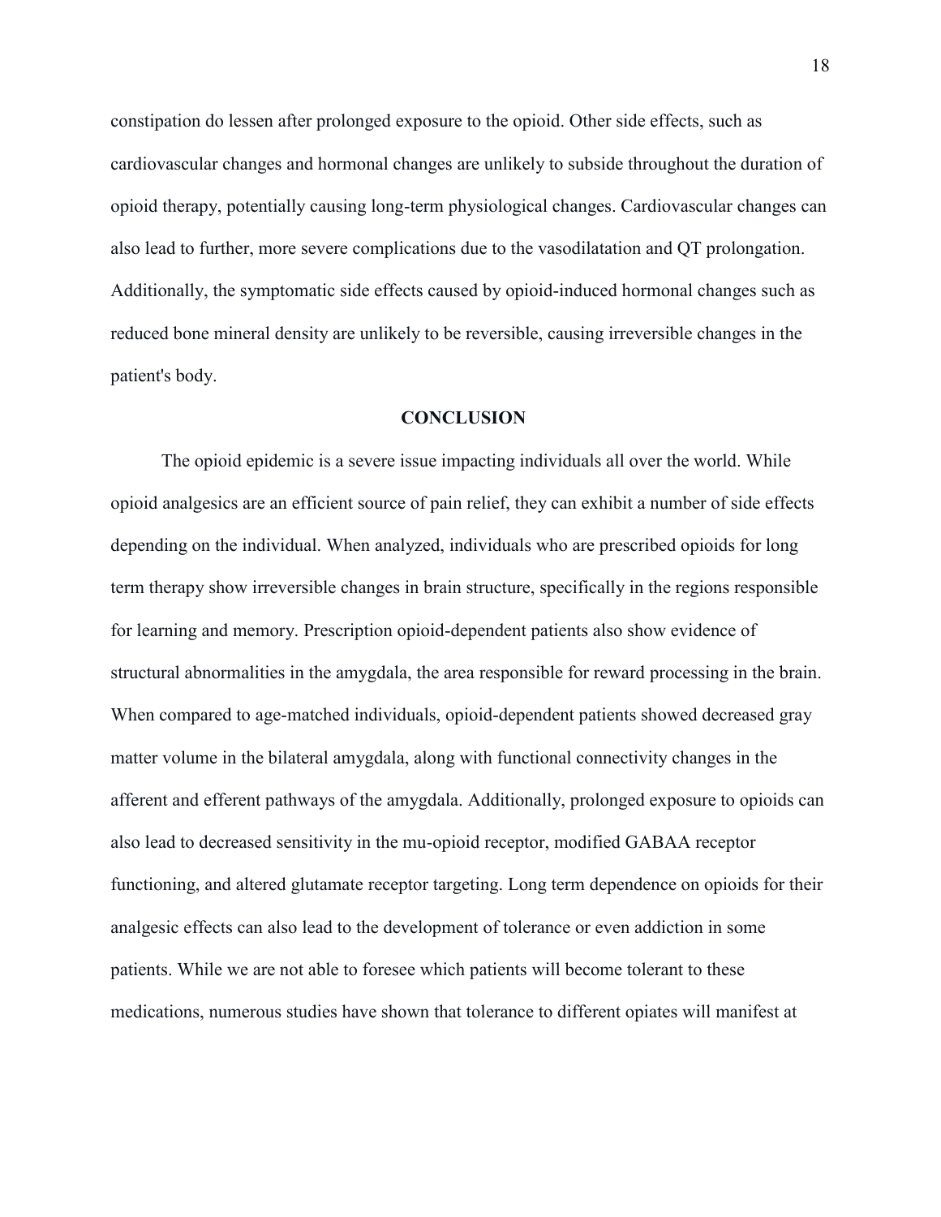constipation do lessen after prolonged exposure to the opioid. Other side effects, such as cardiovascular changes and hormonal changes are unlikely to subside throughout the duration of opioid therapy, potentially causing long-term physiological changes. Cardiovascular changes can also lead to further, more severe complications due to the vasodilatation and QT prolongation. Additionally, the symptomatic side effects caused by opioid-induced hormonal changes such as reduced bone mineral density are unlikely to be reversible, causing irreversible changes in the patient's body.

## CONCLUSION

The opioid epidemic is a severe issue impacting individuals all over the world. While opioid analgesics are an efficient source of pain relief, they can exhibit a number of side effects depending on the individual. When analyzed, individuals who are prescribed opioids for long term therapy show irreversible changes in brain structure, specifically in the regions responsible for learning and memory. Prescription opioid-dependent patients also show evidence of structural abnormalities in the amygdala, the area responsible for reward processing in the brain. When compared to age-matched individuals, opioid-dependent patients showed decreased gray matter volume in the bilateral amygdala, along with functional connectivity changes in the afferent and efferent pathways of the amygdala. Additionally, prolonged exposure to opioids can also lead to decreased sensitivity in the mu-opioid receptor, modified GABAA receptor functioning, and altered glutamate receptor targeting. Long term dependence on opioids for their analgesic effects can also lead to the development of tolerance or even addiction in some patients. While we are not able to foresee which patients will become tolerant to these medications, numerous studies have shown that tolerance to different opiates will manifest at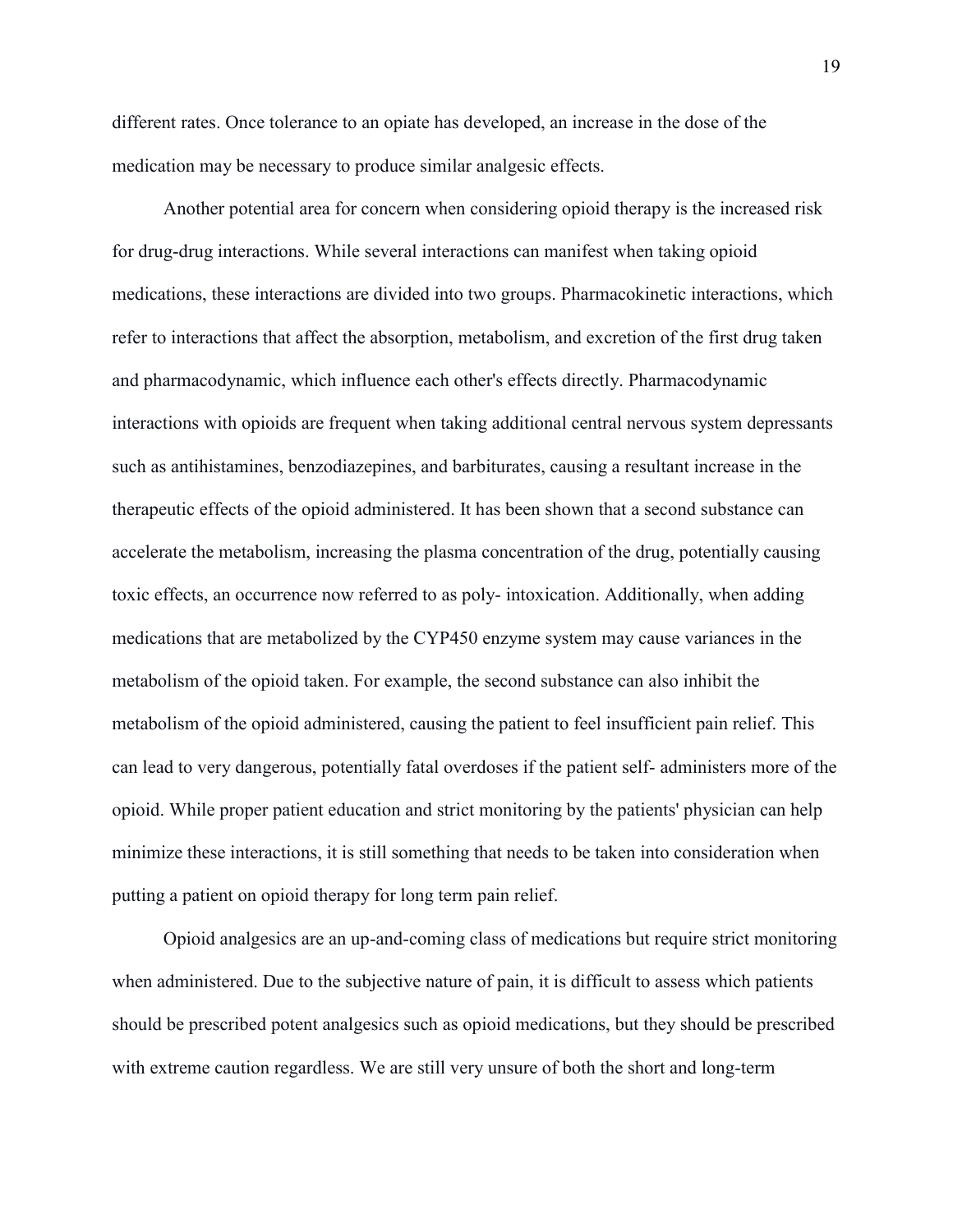different rates. Once tolerance to an opiate has developed, an increase in the dose of the medication may be necessary to produce similar analgesic effects.

Another potential area for concern when considering opioid therapy is the increased risk for drug-drug interactions. While several interactions can manifest when taking opioid medications, these interactions are divided into two groups. Pharmacokinetic interactions, which refer to interactions that affect the absorption, metabolism, and excretion of the first drug taken and pharmacodynamic, which influence each other's effects directly. Pharmacodynamic interactions with opioids are frequent when taking additional central nervous system depressants such as antihistamines, benzodiazepines, and barbiturates, causing a resultant increase in the therapeutic effects of the opioid administered. It has been shown that a second substance can accelerate the metabolism, increasing the plasma concentration of the drug, potentially causing toxic effects, an occurrence now referred to as poly- intoxication. Additionally, when adding medications that are metabolized by the CYP450 enzyme system may cause variances in the metabolism of the opioid taken. For example, the second substance can also inhibit the metabolism of the opioid administered, causing the patient to feel insufficient pain relief. This can lead to very dangerous, potentially fatal overdoses if the patient self- administers more of the opioid. While proper patient education and strict monitoring by the patients' physician can help minimize these interactions, it is still something that needs to be taken into consideration when putting a patient on opioid therapy for long term pain relief.

Opioid analgesics are an up-and-coming class of medications but require strict monitoring when administered. Due to the subjective nature of pain, it is difficult to assess which patients should be prescribed potent analgesics such as opioid medications, but they should be prescribed with extreme caution regardless. We are still very unsure of both the short and long-term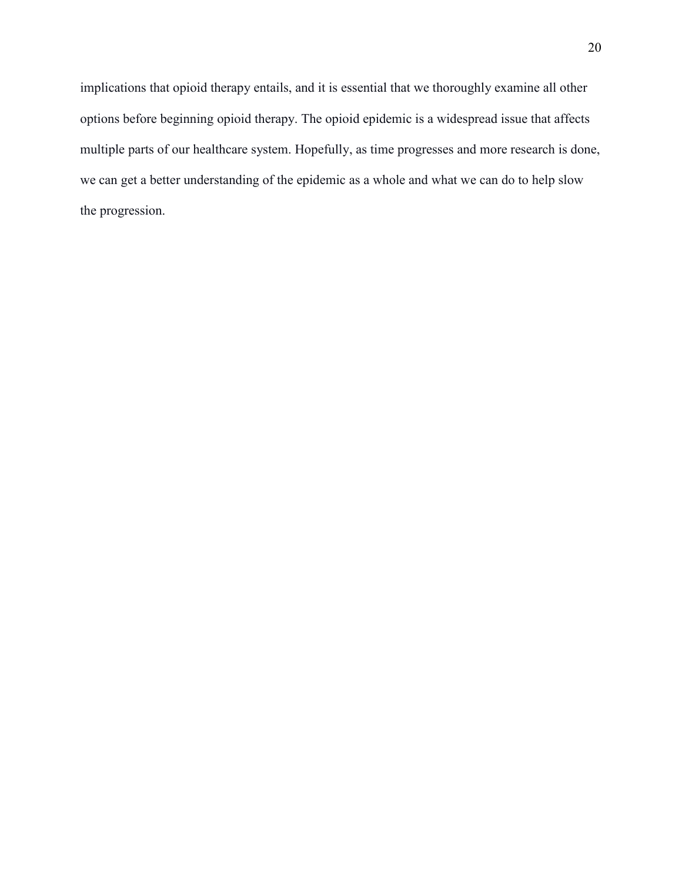implications that opioid therapy entails, and it is essential that we thoroughly examine all other options before beginning opioid therapy. The opioid epidemic is a widespread issue that affects multiple parts of our healthcare system. Hopefully, as time progresses and more research is done, we can get a better understanding of the epidemic as a whole and what we can do to help slow the progression.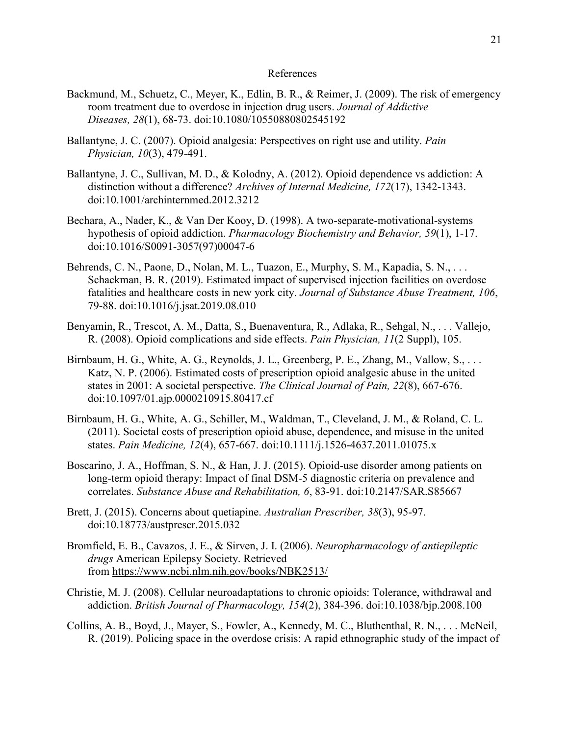# References

Backmund, M., Schuetz, C., Meyer, K., Edlin, B. R., & Reimer, J. (2009). The risk of emergency room treatment due to overdose in injection drug users. *Journal of Addictive Diseases, 28*(1), 68-73. doi:10.1080/10550880802545192

Ballantyne, J. C. (2007). Opioid analgesia: Perspectives on right use and utility. *Pain Physician, 10*(3), 479-491.

Ballantyne, J. C., Sullivan, M. D., & Kolodny, A. (2012). Opioid dependence vs addiction: A distinction without a difference? *Archives of Internal Medicine, 172*(17), 1342-1343. doi:10.1001/archinternmed.2012.3212

Bechara, A., Nader, K., & Van Der Kooy, D. (1998). A two-separate-motivational-systems hypothesis of opioid addiction. *Pharmacology Biochemistry and Behavior, 59*(1), 1-17. doi:10.1016/S0091-3057(97)00047-6

Behrends, C. N., Paone, D., Nolan, M. L., Tuazon, E., Murphy, S. M., Kapadia, S. N., . . . Schackman, B. R. (2019). Estimated impact of supervised injection facilities on overdose fatalities and healthcare costs in new york city. *Journal of Substance Abuse Treatment, 106*, 79-88. doi:10.1016/j.jsat.2019.08.010

Benyamin, R., Trescot, A. M., Datta, S., Buenaventura, R., Adlaka, R., Sehgal, N., . . . Vallejo, R. (2008). Opioid complications and side effects. *Pain Physician, 11*(2 Suppl), 105.

Birnbaum, H. G., White, A. G., Reynolds, J. L., Greenberg, P. E., Zhang, M., Vallow, S., . . . Katz, N. P. (2006). Estimated costs of prescription opioid analgesic abuse in the united states in 2001: A societal perspective. *The Clinical Journal of Pain, 22*(8), 667-676. doi:10.1097/01.ajp.0000210915.80417.cf

Birnbaum, H. G., White, A. G., Schiller, M., Waldman, T., Cleveland, J. M., & Roland, C. L. (2011). Societal costs of prescription opioid abuse, dependence, and misuse in the united states. *Pain Medicine, 12*(4), 657-667. doi:10.1111/j.1526-4637.2011.01075.x

Boscarino, J. A., Hoffman, S. N., & Han, J. J. (2015). Opioid-use disorder among patients on long-term opioid therapy: Impact of final DSM-5 diagnostic criteria on prevalence and correlates. *Substance Abuse and Rehabilitation, 6*, 83-91. doi:10.2147/SAR.S85667

Brett, J. (2015). Concerns about quetiapine. *Australian Prescriber, 38*(3), 95-97. doi:10.18773/austprescr.2015.032

Bromfield, E. B., Cavazos, J. E., & Sirven, J. I. (2006). *Neuropharmacology of antiepileptic drugs* American Epilepsy Society. Retrieved from https://www.ncbi.nlm.nih.gov/books/NBK2513/

Christie, M. J. (2008). Cellular neuroadaptations to chronic opioids: Tolerance, withdrawal and addiction. *British Journal of Pharmacology, 154*(2), 384-396. doi:10.1038/bjp.2008.100

Collins, A. B., Boyd, J., Mayer, S., Fowler, A., Kennedy, M. C., Bluthenthal, R. N., . . . McNeil, R. (2019). Policing space in the overdose crisis: A rapid ethnographic study of the impact of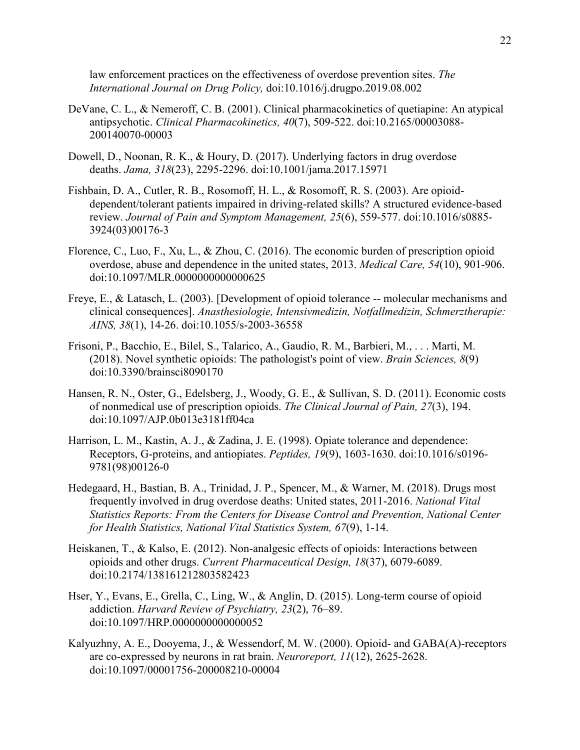law enforcement practices on the effectiveness of overdose prevention sites. *The International Journal on Drug Policy,* doi:10.1016/j.drugpo.2019.08.002

DeVane, C. L., & Nemeroff, C. B. (2001). Clinical pharmacokinetics of quetiapine: An atypical antipsychotic. *Clinical Pharmacokinetics, 40*(7), 509-522. doi:10.2165/00003088-200140070-00003

Dowell, D., Noonan, R. K., & Houry, D. (2017). Underlying factors in drug overdose deaths. *Jama, 318*(23), 2295-2296. doi:10.1001/jama.2017.15971

Fishbain, D. A., Cutler, R. B., Rosomoff, H. L., & Rosomoff, R. S. (2003). Are opioid-dependent/tolerant patients impaired in driving-related skills? A structured evidence-based review. *Journal of Pain and Symptom Management, 25*(6), 559-577. doi:10.1016/s0885-3924(03)00176-3

Florence, C., Luo, F., Xu, L., & Zhou, C. (2016). The economic burden of prescription opioid overdose, abuse and dependence in the united states, 2013. *Medical Care, 54*(10), 901-906. doi:10.1097/MLR.0000000000000625

Freye, E., & Latasch, L. (2003). [Development of opioid tolerance -- molecular mechanisms and clinical consequences]. *Anasthesiologie, Intensivmedizin, Notfallmedizin, Schmerztherapie: AINS, 38*(1), 14-26. doi:10.1055/s-2003-36558

Frisoni, P., Bacchio, E., Bilel, S., Talarico, A., Gaudio, R. M., Barbieri, M., . . . Marti, M. (2018). Novel synthetic opioids: The pathologist's point of view. *Brain Sciences, 8*(9) doi:10.3390/brainsci8090170

Hansen, R. N., Oster, G., Edelsberg, J., Woody, G. E., & Sullivan, S. D. (2011). Economic costs of nonmedical use of prescription opioids. *The Clinical Journal of Pain, 27*(3), 194. doi:10.1097/AJP.0b013e3181ff04ca

Harrison, L. M., Kastin, A. J., & Zadina, J. E. (1998). Opiate tolerance and dependence: Receptors, G-proteins, and antiopiates. *Peptides, 19*(9), 1603-1630. doi:10.1016/s0196-9781(98)00126-0

Hedegaard, H., Bastian, B. A., Trinidad, J. P., Spencer, M., & Warner, M. (2018). Drugs most frequently involved in drug overdose deaths: United states, 2011-2016. *National Vital Statistics Reports: From the Centers for Disease Control and Prevention, National Center for Health Statistics, National Vital Statistics System, 67*(9), 1-14.

Heiskanen, T., & Kalso, E. (2012). Non-analgesic effects of opioids: Interactions between opioids and other drugs. *Current Pharmaceutical Design, 18*(37), 6079-6089. doi:10.2174/138161212803582423

Hser, Y., Evans, E., Grella, C., Ling, W., & Anglin, D. (2015). Long-term course of opioid addiction. *Harvard Review of Psychiatry, 23*(2), 76–89. doi:10.1097/HRP.0000000000000052

Kalyuzhny, A. E., Dooyema, J., & Wessendorf, M. W. (2000). Opioid- and GABA(A)-receptors are co-expressed by neurons in rat brain. *Neuroreport, 11*(12), 2625-2628. doi:10.1097/00001756-200008210-00004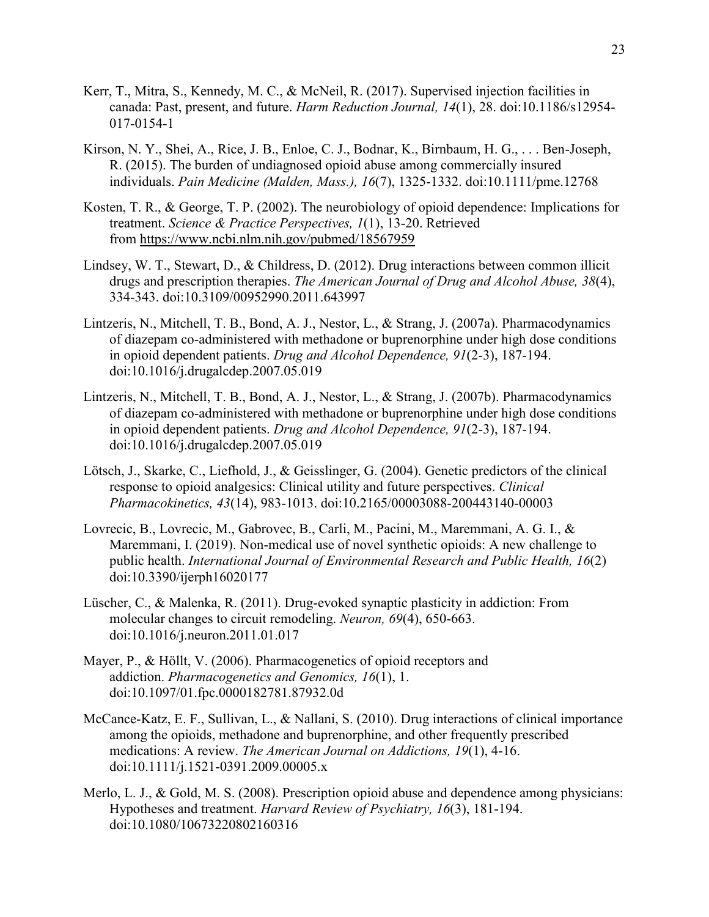Kerr, T., Mitra, S., Kennedy, M. C., & McNeil, R. (2017). Supervised injection facilities in canada: Past, present, and future. *Harm Reduction Journal, 14*(1), 28. doi:10.1186/s12954-017-0154-1

Kirson, N. Y., Shei, A., Rice, J. B., Enloe, C. J., Bodnar, K., Birnbaum, H. G., . . . Ben-Joseph, R. (2015). The burden of undiagnosed opioid abuse among commercially insured individuals. *Pain Medicine (Malden, Mass.), 16*(7), 1325-1332. doi:10.1111/pme.12768

Kosten, T. R., & George, T. P. (2002). The neurobiology of opioid dependence: Implications for treatment. *Science & Practice Perspectives, 1*(1), 13-20. Retrieved from https://www.ncbi.nlm.nih.gov/pubmed/18567959

Lindsey, W. T., Stewart, D., & Childress, D. (2012). Drug interactions between common illicit drugs and prescription therapies. *The American Journal of Drug and Alcohol Abuse, 38*(4), 334-343. doi:10.3109/00952990.2011.643997

Lintzeris, N., Mitchell, T. B., Bond, A. J., Nestor, L., & Strang, J. (2007a). Pharmacodynamics of diazepam co-administered with methadone or buprenorphine under high dose conditions in opioid dependent patients. *Drug and Alcohol Dependence, 91*(2-3), 187-194. doi:10.1016/j.drugalcdep.2007.05.019

Lintzeris, N., Mitchell, T. B., Bond, A. J., Nestor, L., & Strang, J. (2007b). Pharmacodynamics of diazepam co-administered with methadone or buprenorphine under high dose conditions in opioid dependent patients. *Drug and Alcohol Dependence, 91*(2-3), 187-194. doi:10.1016/j.drugalcdep.2007.05.019

Lötsch, J., Skarke, C., Liefhold, J., & Geisslinger, G. (2004). Genetic predictors of the clinical response to opioid analgesics: Clinical utility and future perspectives. *Clinical Pharmacokinetics, 43*(14), 983-1013. doi:10.2165/00003088-200443140-00003

Lovrecic, B., Lovrecic, M., Gabrovec, B., Carli, M., Pacini, M., Maremmani, A. G. I., & Maremmani, I. (2019). Non-medical use of novel synthetic opioids: A new challenge to public health. *International Journal of Environmental Research and Public Health, 16*(2) doi:10.3390/ijerph16020177

Lüscher, C., & Malenka, R. (2011). Drug-evoked synaptic plasticity in addiction: From molecular changes to circuit remodeling. *Neuron, 69*(4), 650-663. doi:10.1016/j.neuron.2011.01.017

Mayer, P., & Höllt, V. (2006). Pharmacogenetics of opioid receptors and addiction. *Pharmacogenetics and Genomics, 16*(1), 1. doi:10.1097/01.fpc.0000182781.87932.0d

McCance-Katz, E. F., Sullivan, L., & Nallani, S. (2010). Drug interactions of clinical importance among the opioids, methadone and buprenorphine, and other frequently prescribed medications: A review. *The American Journal on Addictions, 19*(1), 4-16. doi:10.1111/j.1521-0391.2009.00005.x

Merlo, L. J., & Gold, M. S. (2008). Prescription opioid abuse and dependence among physicians: Hypotheses and treatment. *Harvard Review of Psychiatry, 16*(3), 181-194. doi:10.1080/10673220802160316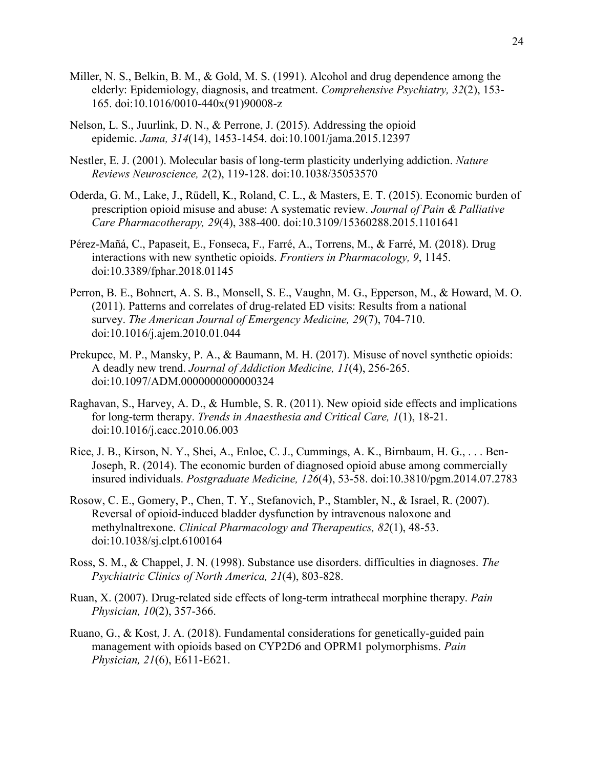Miller, N. S., Belkin, B. M., & Gold, M. S. (1991). Alcohol and drug dependence among the elderly: Epidemiology, diagnosis, and treatment. *Comprehensive Psychiatry, 32*(2), 153-165. doi:10.1016/0010-440x(91)90008-z

Nelson, L. S., Juurlink, D. N., & Perrone, J. (2015). Addressing the opioid epidemic. *Jama, 314*(14), 1453-1454. doi:10.1001/jama.2015.12397

Nestler, E. J. (2001). Molecular basis of long-term plasticity underlying addiction. *Nature Reviews Neuroscience, 2*(2), 119-128. doi:10.1038/35053570

Oderda, G. M., Lake, J., Rüdell, K., Roland, C. L., & Masters, E. T. (2015). Economic burden of prescription opioid misuse and abuse: A systematic review. *Journal of Pain & Palliative Care Pharmacotherapy, 29*(4), 388-400. doi:10.3109/15360288.2015.1101641

Pérez-Mañá, C., Papaseit, E., Fonseca, F., Farré, A., Torrens, M., & Farré, M. (2018). Drug interactions with new synthetic opioids. *Frontiers in Pharmacology, 9*, 1145. doi:10.3389/fphar.2018.01145

Perron, B. E., Bohnert, A. S. B., Monsell, S. E., Vaughn, M. G., Epperson, M., & Howard, M. O. (2011). Patterns and correlates of drug-related ED visits: Results from a national survey. *The American Journal of Emergency Medicine, 29*(7), 704-710. doi:10.1016/j.ajem.2010.01.044

Prekupec, M. P., Mansky, P. A., & Baumann, M. H. (2017). Misuse of novel synthetic opioids: A deadly new trend. *Journal of Addiction Medicine, 11*(4), 256-265. doi:10.1097/ADM.0000000000000324

Raghavan, S., Harvey, A. D., & Humble, S. R. (2011). New opioid side effects and implications for long-term therapy. *Trends in Anaesthesia and Critical Care, 1*(1), 18-21. doi:10.1016/j.cacc.2010.06.003

Rice, J. B., Kirson, N. Y., Shei, A., Enloe, C. J., Cummings, A. K., Birnbaum, H. G., . . . Ben-Joseph, R. (2014). The economic burden of diagnosed opioid abuse among commercially insured individuals. *Postgraduate Medicine, 126*(4), 53-58. doi:10.3810/pgm.2014.07.2783

Rosow, C. E., Gomery, P., Chen, T. Y., Stefanovich, P., Stambler, N., & Israel, R. (2007). Reversal of opioid-induced bladder dysfunction by intravenous naloxone and methylnaltrexone. *Clinical Pharmacology and Therapeutics, 82*(1), 48-53. doi:10.1038/sj.clpt.6100164

Ross, S. M., & Chappel, J. N. (1998). Substance use disorders. difficulties in diagnoses. *The Psychiatric Clinics of North America, 21*(4), 803-828.

Ruan, X. (2007). Drug-related side effects of long-term intrathecal morphine therapy. *Pain Physician, 10*(2), 357-366.

Ruano, G., & Kost, J. A. (2018). Fundamental considerations for genetically-guided pain management with opioids based on CYP2D6 and OPRM1 polymorphisms. *Pain Physician, 21*(6), E611-E621.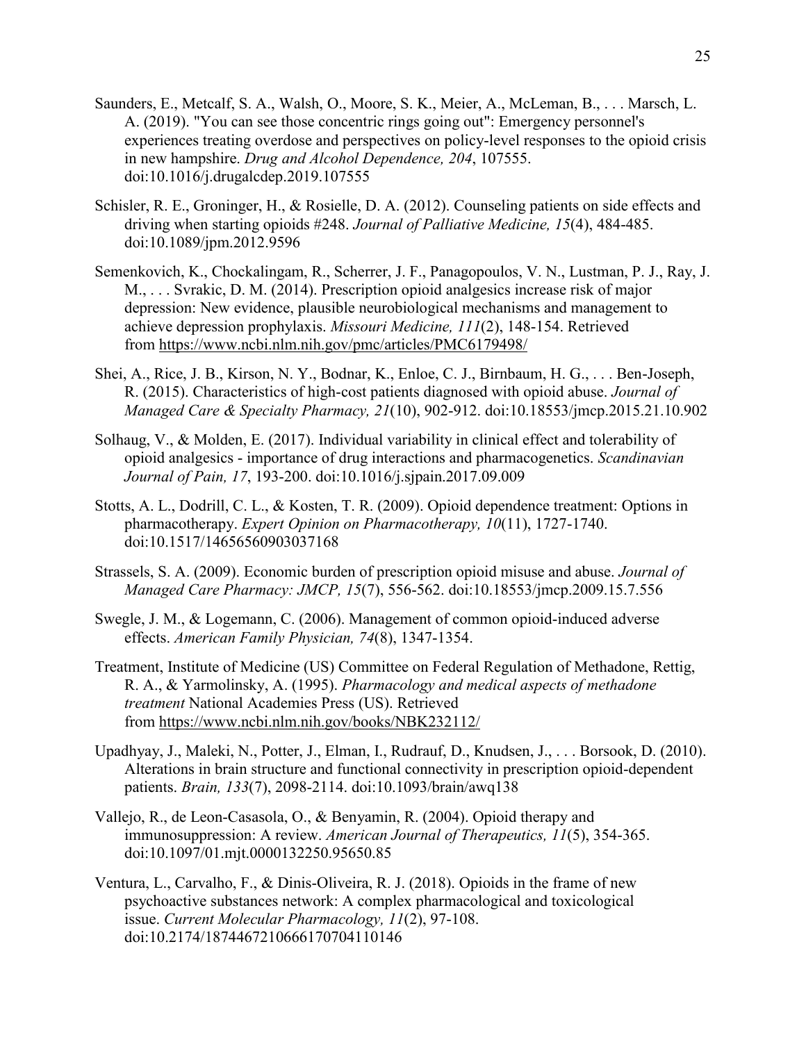Saunders, E., Metcalf, S. A., Walsh, O., Moore, S. K., Meier, A., McLeman, B., . . . Marsch, L. A. (2019). "You can see those concentric rings going out": Emergency personnel's experiences treating overdose and perspectives on policy-level responses to the opioid crisis in new hampshire. *Drug and Alcohol Dependence, 204*, 107555. doi:10.1016/j.drugalcdep.2019.107555

Schisler, R. E., Groninger, H., & Rosielle, D. A. (2012). Counseling patients on side effects and driving when starting opioids #248. *Journal of Palliative Medicine, 15*(4), 484-485. doi:10.1089/jpm.2012.9596

Semenkovich, K., Chockalingam, R., Scherrer, J. F., Panagopoulos, V. N., Lustman, P. J., Ray, J. M., . . . Svrakic, D. M. (2014). Prescription opioid analgesics increase risk of major depression: New evidence, plausible neurobiological mechanisms and management to achieve depression prophylaxis. *Missouri Medicine, 111*(2), 148-154. Retrieved from https://www.ncbi.nlm.nih.gov/pmc/articles/PMC6179498/

Shei, A., Rice, J. B., Kirson, N. Y., Bodnar, K., Enloe, C. J., Birnbaum, H. G., . . . Ben-Joseph, R. (2015). Characteristics of high-cost patients diagnosed with opioid abuse. *Journal of Managed Care & Specialty Pharmacy, 21*(10), 902-912. doi:10.18553/jmcp.2015.21.10.902

Solhaug, V., & Molden, E. (2017). Individual variability in clinical effect and tolerability of opioid analgesics - importance of drug interactions and pharmacogenetics. *Scandinavian Journal of Pain, 17*, 193-200. doi:10.1016/j.sjpain.2017.09.009

Stotts, A. L., Dodrill, C. L., & Kosten, T. R. (2009). Opioid dependence treatment: Options in pharmacotherapy. *Expert Opinion on Pharmacotherapy, 10*(11), 1727-1740. doi:10.1517/14656560903037168

Strassels, S. A. (2009). Economic burden of prescription opioid misuse and abuse. *Journal of Managed Care Pharmacy: JMCP, 15*(7), 556-562. doi:10.18553/jmcp.2009.15.7.556

Swegle, J. M., & Logemann, C. (2006). Management of common opioid-induced adverse effects. *American Family Physician, 74*(8), 1347-1354.

Treatment, Institute of Medicine (US) Committee on Federal Regulation of Methadone, Rettig, R. A., & Yarmolinsky, A. (1995). *Pharmacology and medical aspects of methadone treatment* National Academies Press (US). Retrieved from https://www.ncbi.nlm.nih.gov/books/NBK232112/

Upadhyay, J., Maleki, N., Potter, J., Elman, I., Rudrauf, D., Knudsen, J., . . . Borsook, D. (2010). Alterations in brain structure and functional connectivity in prescription opioid-dependent patients. *Brain, 133*(7), 2098-2114. doi:10.1093/brain/awq138

Vallejo, R., de Leon-Casasola, O., & Benyamin, R. (2004). Opioid therapy and immunosuppression: A review. *American Journal of Therapeutics, 11*(5), 354-365. doi:10.1097/01.mjt.0000132250.95650.85

Ventura, L., Carvalho, F., & Dinis-Oliveira, R. J. (2018). Opioids in the frame of new psychoactive substances network: A complex pharmacological and toxicological issue. *Current Molecular Pharmacology, 11*(2), 97-108. doi:10.2174/1874467210666170704110146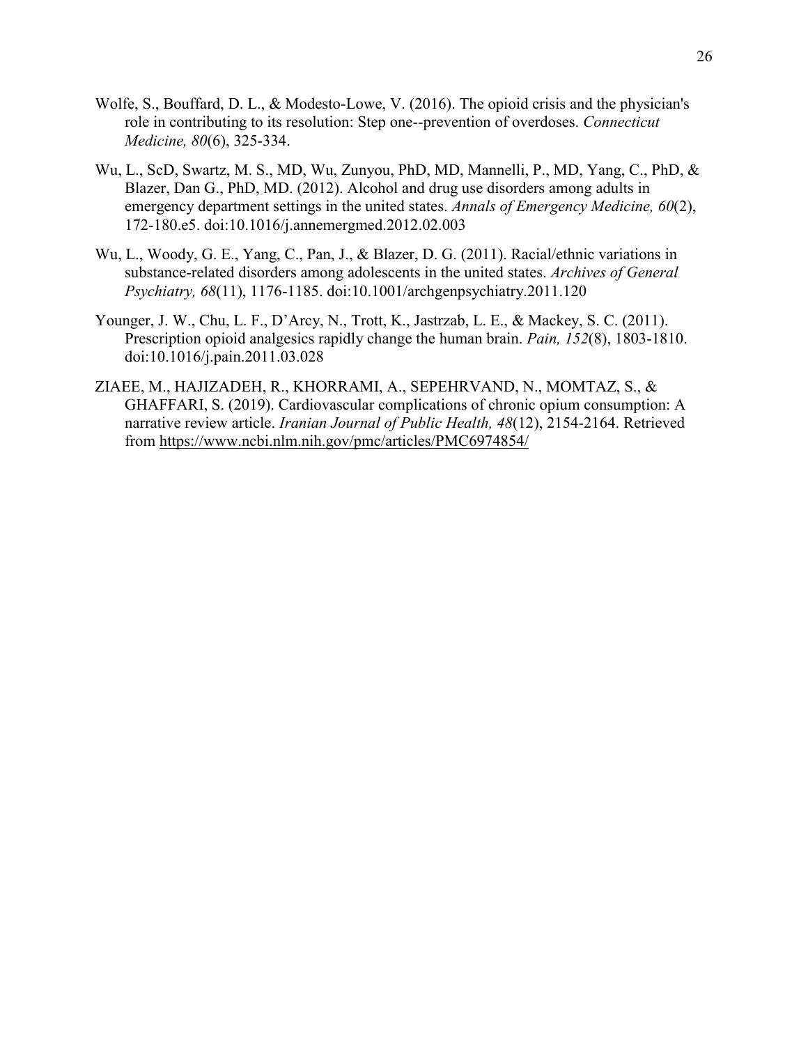Wolfe, S., Bouffard, D. L., & Modesto-Lowe, V. (2016). The opioid crisis and the physician's role in contributing to its resolution: Step one--prevention of overdoses. *Connecticut Medicine, 80*(6), 325-334.

Wu, L., ScD, Swartz, M. S., MD, Wu, Zunyou, PhD, MD, Mannelli, P., MD, Yang, C., PhD, & Blazer, Dan G., PhD, MD. (2012). Alcohol and drug use disorders among adults in emergency department settings in the united states. *Annals of Emergency Medicine, 60*(2), 172-180.e5. doi:10.1016/j.annemergmed.2012.02.003

Wu, L., Woody, G. E., Yang, C., Pan, J., & Blazer, D. G. (2011). Racial/ethnic variations in substance-related disorders among adolescents in the united states. *Archives of General Psychiatry, 68*(11), 1176-1185. doi:10.1001/archgenpsychiatry.2011.120

Younger, J. W., Chu, L. F., D'Arcy, N., Trott, K., Jastrzab, L. E., & Mackey, S. C. (2011). Prescription opioid analgesics rapidly change the human brain. *Pain, 152*(8), 1803-1810. doi:10.1016/j.pain.2011.03.028

ZIAEE, M., HAJIZADEH, R., KHORRAMI, A., SEPEHRVAND, N., MOMTAZ, S., & GHAFFARI, S. (2019). Cardiovascular complications of chronic opium consumption: A narrative review article. *Iranian Journal of Public Health, 48*(12), 2154-2164. Retrieved from https://www.ncbi.nlm.nih.gov/pmc/articles/PMC6974854/